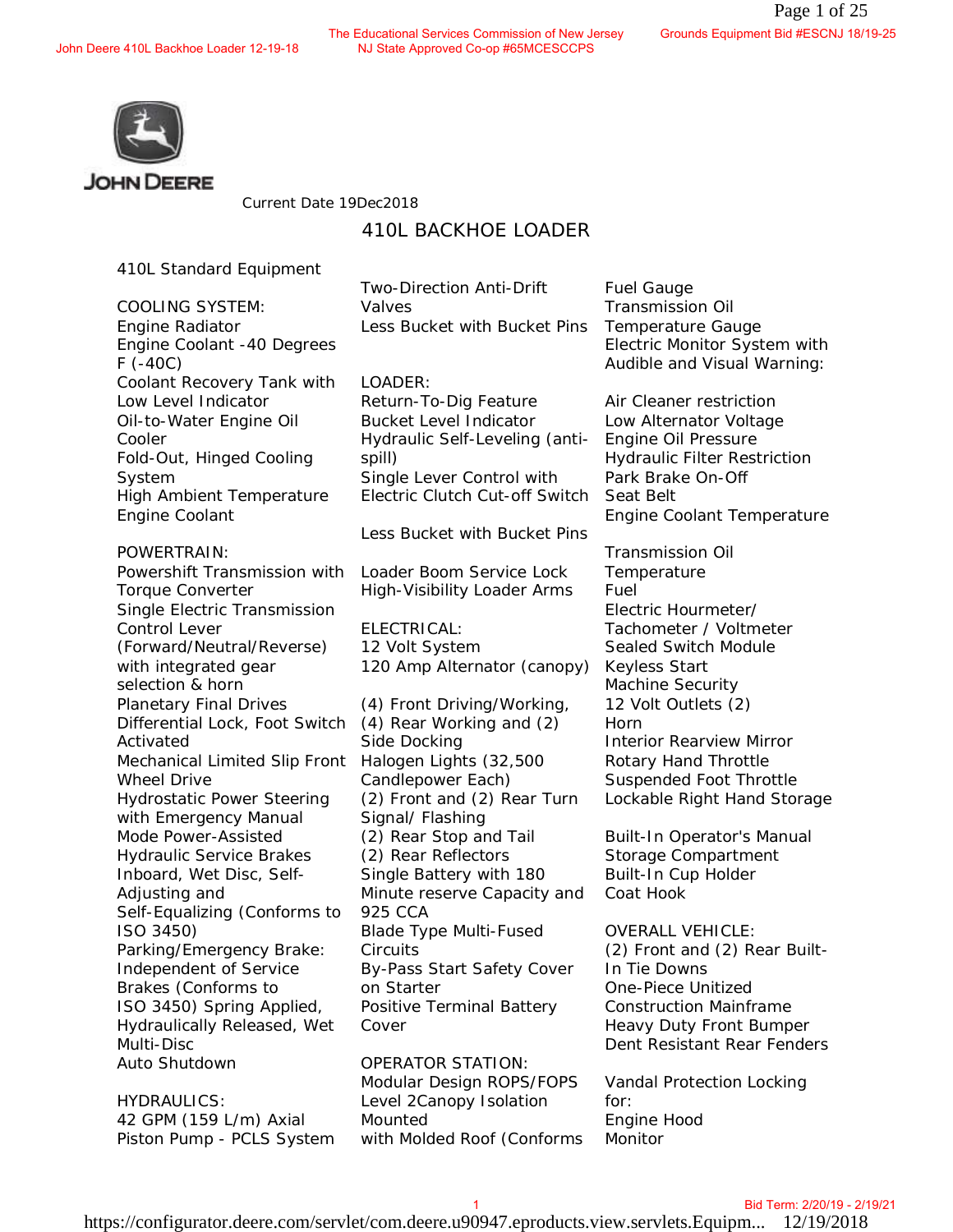JOHN DEERE

Current Date 19Dec2018

# 410L BACKHOE LOADER

## 410L Standard Equipment

COOLING SYSTEM:
Engine Radiator
Engine Coolant -40 Degrees F (-40C)
Coolant Recovery Tank with Low Level Indicator
Oil-to-Water Engine Oil Cooler
Fold-Out, Hinged Cooling System
High Ambient Temperature Engine Coolant

POWERTRAIN:
Powershift Transmission with Torque Converter
Single Electric Transmission Control Lever (Forward/Neutral/Reverse) with integrated gear selection & horn
Planetary Final Drives
Differential Lock, Foot Switch Activated
Mechanical Limited Slip Front Wheel Drive
Hydrostatic Power Steering with Emergency Manual Mode Power-Assisted
Hydraulic Service Brakes Inboard, Wet Disc, Self-Adjusting and
Self-Equalizing (Conforms to ISO 3450)
Parking/Emergency Brake: Independent of Service Brakes (Conforms to ISO 3450) Spring Applied, Hydraulically Released, Wet Multi-Disc
Auto Shutdown

HYDRAULICS:
42 GPM (159 L/m) Axial Piston Pump - PCLS System
Two-Direction Anti-Drift Valves
Less Bucket with Bucket Pins

LOADER:
Return-To-Dig Feature
Bucket Level Indicator
Hydraulic Self-Leveling (anti-spill)
Single Lever Control with Electric Clutch Cut-off Switch

Less Bucket with Bucket Pins

Loader Boom Service Lock
High-Visibility Loader Arms

ELECTRICAL:
12 Volt System
120 Amp Alternator (canopy)

(4) Front Driving/Working, (4) Rear Working and (2) Side Docking Halogen Lights (32,500 Candlepower Each)
(2) Front and (2) Rear Turn Signal/ Flashing
(2) Rear Stop and Tail
(2) Rear Reflectors
Single Battery with 180 Minute reserve Capacity and 925 CCA
Blade Type Multi-Fused Circuits
By-Pass Start Safety Cover on Starter
Positive Terminal Battery Cover

OPERATOR STATION:
Modular Design ROPS/FOPS Level 2Canopy Isolation Mounted with Molded Roof (Conforms

Fuel Gauge
Transmission Oil Temperature Gauge
Electric Monitor System with Audible and Visual Warning:

Air Cleaner restriction
Low Alternator Voltage
Engine Oil Pressure
Hydraulic Filter Restriction
Park Brake On-Off
Seat Belt
Engine Coolant Temperature

Transmission Oil Temperature
Fuel
Electric Hourmeter/ Tachometer / Voltmeter
Sealed Switch Module
Keyless Start
Machine Security
12 Volt Outlets (2)
Horn
Interior Rearview Mirror
Rotary Hand Throttle
Suspended Foot Throttle
Lockable Right Hand Storage

Built-In Operator's Manual Storage Compartment
Built-In Cup Holder
Coat Hook

OVERALL VEHICLE:
(2) Front and (2) Rear Built-In Tie Downs
One-Piece Unitized Construction Mainframe
Heavy Duty Front Bumper
Dent Resistant Rear Fenders

Vandal Protection Locking for:
Engine Hood
Monitor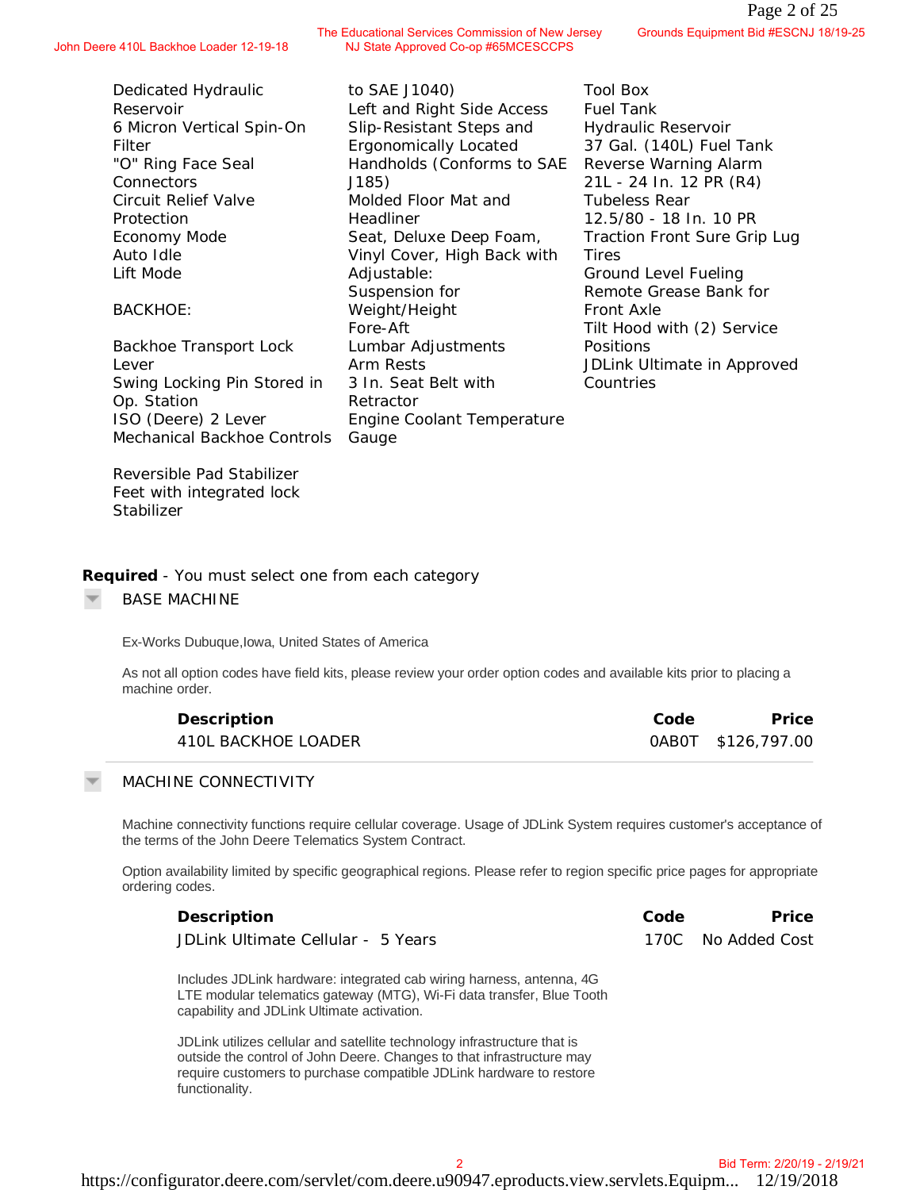Dedicated Hydraulic Reservoir
6 Micron Vertical Spin-On Filter
"O" Ring Face Seal Connectors
Circuit Relief Valve Protection
Economy Mode
Auto Idle
Lift Mode

BACKHOE:

Backhoe Transport Lock Lever
Swing Locking Pin Stored in Op. Station
ISO (Deere) 2 Lever Mechanical Backhoe Controls

Reversible Pad Stabilizer Feet with integrated lock Stabilizer

to SAE J1040)
Left and Right Side Access Slip-Resistant Steps and Ergonomically Located Handholds (Conforms to SAE J185)
Molded Floor Mat and Headliner
Seat, Deluxe Deep Foam, Vinyl Cover, High Back with Adjustable:
Suspension for Weight/Height
Fore-Aft
Lumbar Adjustments
Arm Rests
3 In. Seat Belt with Retractor
Engine Coolant Temperature Gauge

Tool Box
Fuel Tank
Hydraulic Reservoir
37 Gal. (140L) Fuel Tank
Reverse Warning Alarm
21L - 24 In. 12 PR (R4) Tubeless Rear
12.5/80 - 18 In. 10 PR Traction Front Sure Grip Lug Tires
Ground Level Fueling
Remote Grease Bank for Front Axle
Tilt Hood with (2) Service Positions
JDLink Ultimate in Approved Countries

**Required** - You must select one from each category

## BASE MACHINE

Ex-Works Dubuque,Iowa, United States of America

As not all option codes have field kits, please review your order option codes and available kits prior to placing a machine order.

| Description | Code | Price |
|---|---|---|
| 410L BACKHOE LOADER | 0AB0T | $126,797.00 |

## MACHINE CONNECTIVITY

Machine connectivity functions require cellular coverage. Usage of JDLink System requires customer's acceptance of the terms of the John Deere Telematics System Contract.

Option availability limited by specific geographical regions. Please refer to region specific price pages for appropriate ordering codes.

| Description | Code | Price |
|---|---|---|
| JDLink Ultimate Cellular - 5 Years | 170C | No Added Cost |

Includes JDLink hardware: integrated cab wiring harness, antenna, 4G LTE modular telematics gateway (MTG), Wi-Fi data transfer, Blue Tooth capability and JDLink Ultimate activation.

JDLink utilizes cellular and satellite technology infrastructure that is outside the control of John Deere. Changes to that infrastructure may require customers to purchase compatible JDLink hardware to restore functionality.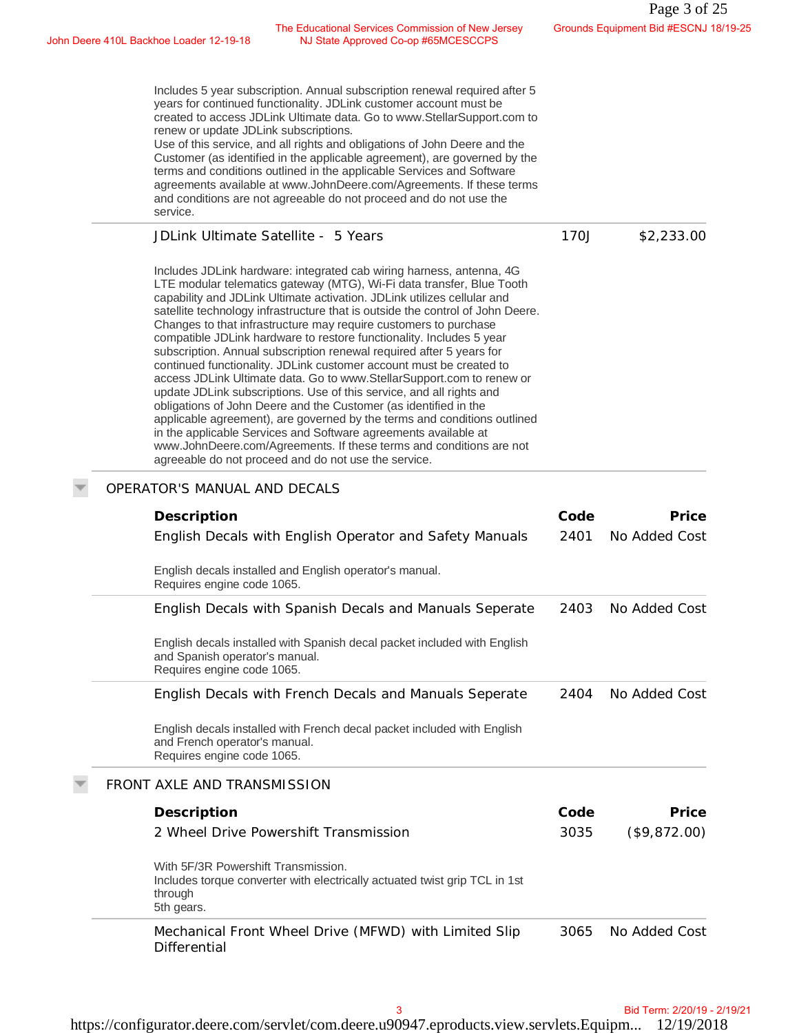Includes 5 year subscription. Annual subscription renewal required after 5 years for continued functionality. JDLink customer account must be created to access JDLink Ultimate data. Go to www.StellarSupport.com to renew or update JDLink subscriptions.
Use of this service, and all rights and obligations of John Deere and the Customer (as identified in the applicable agreement), are governed by the terms and conditions outlined in the applicable Services and Software agreements available at www.JohnDeere.com/Agreements. If these terms and conditions are not agreeable do not proceed and do not use the service.

| | | |
|---|---|---|
| JDLink Ultimate Satellite - 5 Years | 170J | $2,233.00 |

Includes JDLink hardware: integrated cab wiring harness, antenna, 4G LTE modular telematics gateway (MTG), Wi-Fi data transfer, Blue Tooth capability and JDLink Ultimate activation. JDLink utilizes cellular and satellite technology infrastructure that is outside the control of John Deere. Changes to that infrastructure may require customers to purchase compatible JDLink hardware to restore functionality. Includes 5 year subscription. Annual subscription renewal required after 5 years for continued functionality. JDLink customer account must be created to access JDLink Ultimate data. Go to www.StellarSupport.com to renew or update JDLink subscriptions. Use of this service, and all rights and obligations of John Deere and the Customer (as identified in the applicable agreement), are governed by the terms and conditions outlined in the applicable Services and Software agreements available at www.JohnDeere.com/Agreements. If these terms and conditions are not agreeable do not proceed and do not use the service.

## OPERATOR'S MANUAL AND DECALS

| Description | Code | Price |
|---|---|---|
| English Decals with English Operator and Safety Manuals | 2401 | No Added Cost |

English decals installed and English operator's manual.
Requires engine code 1065.

| | | |
|---|---|---|
| English Decals with Spanish Decals and Manuals Seperate | 2403 | No Added Cost |

English decals installed with Spanish decal packet included with English and Spanish operator's manual.
Requires engine code 1065.

| | | |
|---|---|---|
| English Decals with French Decals and Manuals Seperate | 2404 | No Added Cost |

English decals installed with French decal packet included with English and French operator's manual.
Requires engine code 1065.

## FRONT AXLE AND TRANSMISSION

| Description | Code | Price |
|---|---|---|
| 2 Wheel Drive Powershift Transmission | 3035 | ($9,872.00) |

With 5F/3R Powershift Transmission.
Includes torque converter with electrically actuated twist grip TCL in 1st through
5th gears.

| | | |
|---|---|---|
| Mechanical Front Wheel Drive (MFWD) with Limited Slip Differential | 3065 | No Added Cost |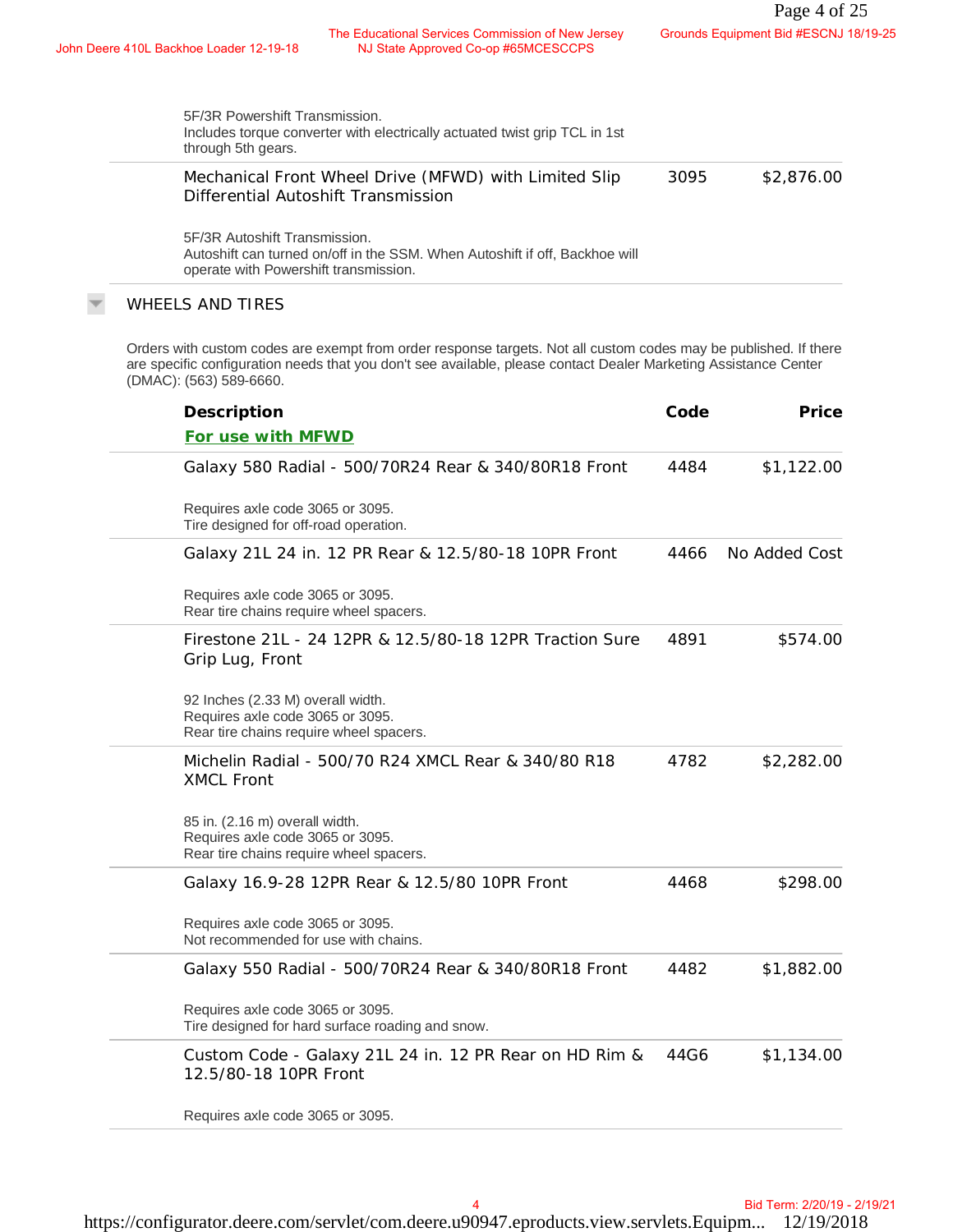5F/3R Powershift Transmission.
Includes torque converter with electrically actuated twist grip TCL in 1st through 5th gears.

| Description | Code | Price |
|---|---|---|
| Mechanical Front Wheel Drive (MFWD) with Limited Slip Differential Autoshift Transmission<br><br>5F/3R Autoshift Transmission.<br>Autoshift can turned on/off in the SSM. When Autoshift if off, Backhoe will operate with Powershift transmission. | 3095 | $2,876.00 |

## WHEELS AND TIRES

Orders with custom codes are exempt from order response targets. Not all custom codes may be published. If there are specific configuration needs that you don't see available, please contact Dealer Marketing Assistance Center (DMAC): (563) 589-6660.

| Description | Code | Price |
|---|---|---|
| **For use with MFWD** | | |
| Galaxy 580 Radial - 500/70R24 Rear & 340/80R18 Front<br><br>Requires axle code 3065 or 3095.<br>Tire designed for off-road operation. | 4484 | $1,122.00 |
| Galaxy 21L 24 in. 12 PR Rear & 12.5/80-18 10PR Front<br><br>Requires axle code 3065 or 3095.<br>Rear tire chains require wheel spacers. | 4466 | No Added Cost |
| Firestone 21L - 24 12PR & 12.5/80-18 12PR Traction Sure Grip Lug, Front<br><br>92 Inches (2.33 M) overall width.<br>Requires axle code 3065 or 3095.<br>Rear tire chains require wheel spacers. | 4891 | $574.00 |
| Michelin Radial - 500/70 R24 XMCL Rear & 340/80 R18 XMCL Front<br><br>85 in. (2.16 m) overall width.<br>Requires axle code 3065 or 3095.<br>Rear tire chains require wheel spacers. | 4782 | $2,282.00 |
| Galaxy 16.9-28 12PR Rear & 12.5/80 10PR Front<br><br>Requires axle code 3065 or 3095.<br>Not recommended for use with chains. | 4468 | $298.00 |
| Galaxy 550 Radial - 500/70R24 Rear & 340/80R18 Front<br><br>Requires axle code 3065 or 3095.<br>Tire designed for hard surface roading and snow. | 4482 | $1,882.00 |
| Custom Code - Galaxy 21L 24 in. 12 PR Rear on HD Rim & 12.5/80-18 10PR Front<br><br>Requires axle code 3065 or 3095. | 44G6 | $1,134.00 |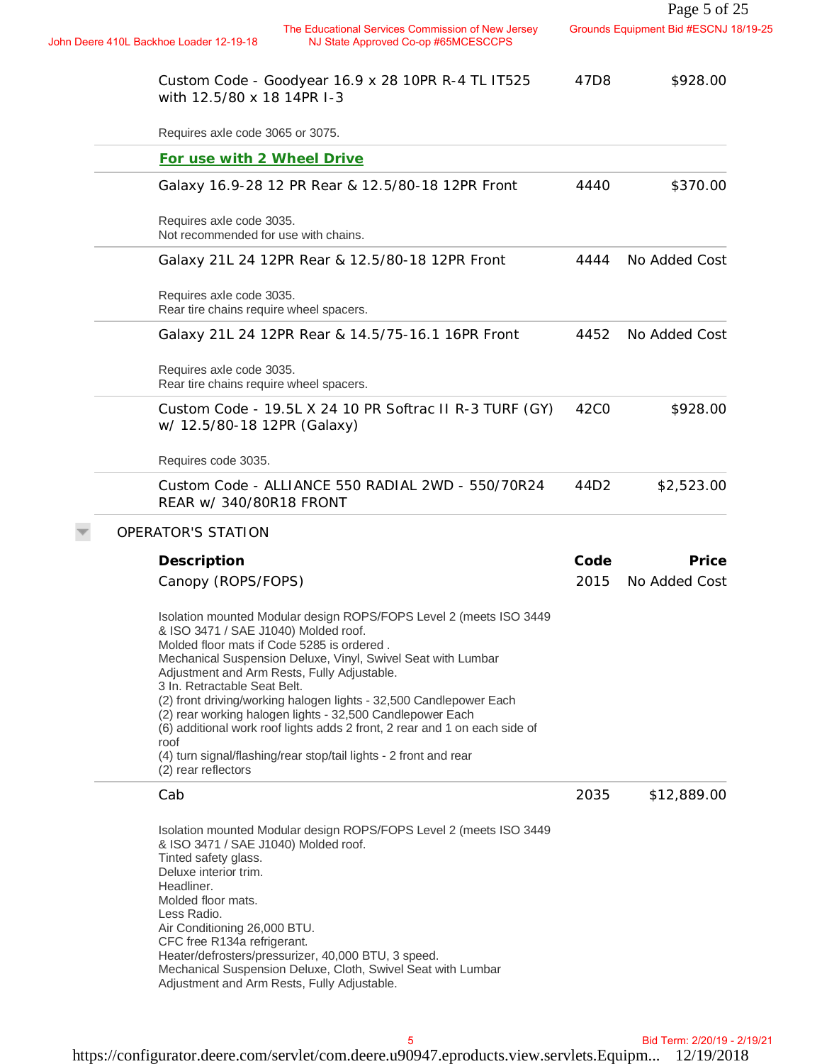| Description | Code | Price |
|---|---|---|
| Custom Code - Goodyear 16.9 x 28 10PR R-4 TL IT525 with 12.5/80 x 18 14PR I-3<br><br>Requires axle code 3065 or 3075. | 47D8 | $928.00 |

**For use with 2 Wheel Drive**

| Description | Code | Price |
|---|---|---|
| Galaxy 16.9-28 12 PR Rear & 12.5/80-18 12PR Front<br><br>Requires axle code 3035.<br>Not recommended for use with chains. | 4440 | $370.00 |
| Galaxy 21L 24 12PR Rear & 12.5/80-18 12PR Front<br><br>Requires axle code 3035.<br>Rear tire chains require wheel spacers. | 4444 | No Added Cost |
| Galaxy 21L 24 12PR Rear & 14.5/75-16.1 16PR Front<br><br>Requires axle code 3035.<br>Rear tire chains require wheel spacers. | 4452 | No Added Cost |
| Custom Code - 19.5L X 24 10 PR Softrac II R-3 TURF (GY) w/ 12.5/80-18 12PR (Galaxy)<br><br>Requires code 3035. | 42C0 | $928.00 |
| Custom Code - ALLIANCE 550 RADIAL 2WD - 550/70R24 REAR w/ 340/80R18 FRONT | 44D2 | $2,523.00 |

## OPERATOR'S STATION

| Description | Code | Price |
|---|---|---|
| Canopy (ROPS/FOPS)<br><br>Isolation mounted Modular design ROPS/FOPS Level 2 (meets ISO 3449 & ISO 3471 / SAE J1040) Molded roof.<br>Molded floor mats if Code 5285 is ordered .<br>Mechanical Suspension Deluxe, Vinyl, Swivel Seat with Lumbar Adjustment and Arm Rests, Fully Adjustable.<br>3 In. Retractable Seat Belt.<br>(2) front driving/working halogen lights - 32,500 Candlepower Each<br>(2) rear working halogen lights - 32,500 Candlepower Each<br>(6) additional work roof lights adds 2 front, 2 rear and 1 on each side of roof<br>(4) turn signal/flashing/rear stop/tail lights - 2 front and rear<br>(2) rear reflectors | 2015 | No Added Cost |
| Cab<br><br>Isolation mounted Modular design ROPS/FOPS Level 2 (meets ISO 3449 & ISO 3471 / SAE J1040) Molded roof.<br>Tinted safety glass.<br>Deluxe interior trim.<br>Headliner.<br>Molded floor mats.<br>Less Radio.<br>Air Conditioning 26,000 BTU.<br>CFC free R134a refrigerant.<br>Heater/defrosters/pressurizer, 40,000 BTU, 3 speed.<br>Mechanical Suspension Deluxe, Cloth, Swivel Seat with Lumbar Adjustment and Arm Rests, Fully Adjustable. | 2035 | $12,889.00 |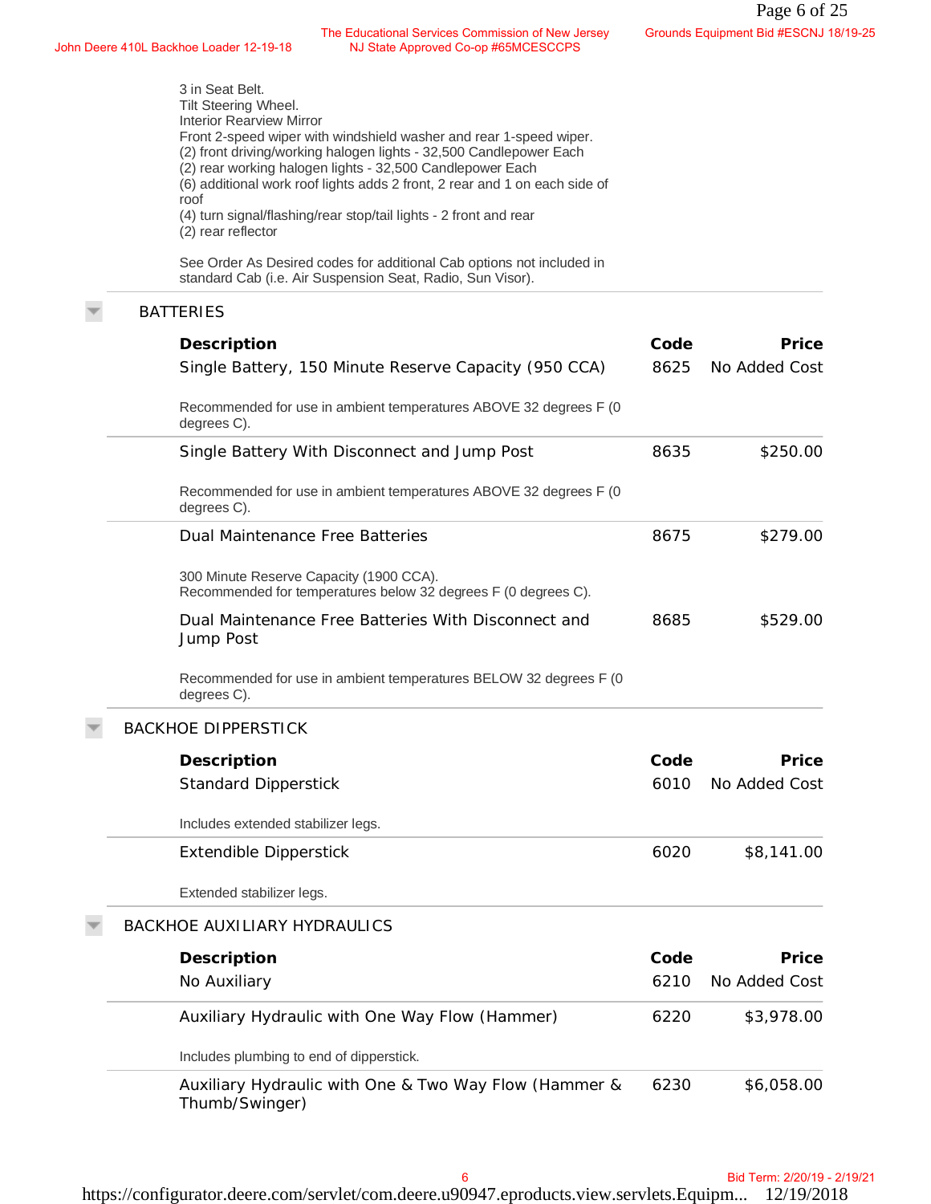3 in Seat Belt.
Tilt Steering Wheel.
Interior Rearview Mirror
Front 2-speed wiper with windshield washer and rear 1-speed wiper.
(2) front driving/working halogen lights - 32,500 Candlepower Each
(2) rear working halogen lights - 32,500 Candlepower Each
(6) additional work roof lights adds 2 front, 2 rear and 1 on each side of roof
(4) turn signal/flashing/rear stop/tail lights - 2 front and rear
(2) rear reflector

See Order As Desired codes for additional Cab options not included in standard Cab (i.e. Air Suspension Seat, Radio, Sun Visor).

## BATTERIES

| Description | Code | Price |
|---|---|---|
| Single Battery, 150 Minute Reserve Capacity (950 CCA)<br>Recommended for use in ambient temperatures ABOVE 32 degrees F (0 degrees C). | 8625 | No Added Cost |
| Single Battery With Disconnect and Jump Post<br>Recommended for use in ambient temperatures ABOVE 32 degrees F (0 degrees C). | 8635 | $250.00 |
| Dual Maintenance Free Batteries<br>300 Minute Reserve Capacity (1900 CCA).<br>Recommended for temperatures below 32 degrees F (0 degrees C). | 8675 | $279.00 |
| Dual Maintenance Free Batteries With Disconnect and Jump Post<br>Recommended for use in ambient temperatures BELOW 32 degrees F (0 degrees C). | 8685 | $529.00 |

## BACKHOE DIPPERSTICK

| Description | Code | Price |
|---|---|---|
| Standard Dipperstick<br>Includes extended stabilizer legs. | 6010 | No Added Cost |
| Extendible Dipperstick<br>Extended stabilizer legs. | 6020 | $8,141.00 |

## BACKHOE AUXILIARY HYDRAULICS

| Description | Code | Price |
|---|---|---|
| No Auxiliary | 6210 | No Added Cost |
| Auxiliary Hydraulic with One Way Flow (Hammer)<br>Includes plumbing to end of dipperstick. | 6220 | $3,978.00 |
| Auxiliary Hydraulic with One & Two Way Flow (Hammer & Thumb/Swinger) | 6230 | $6,058.00 |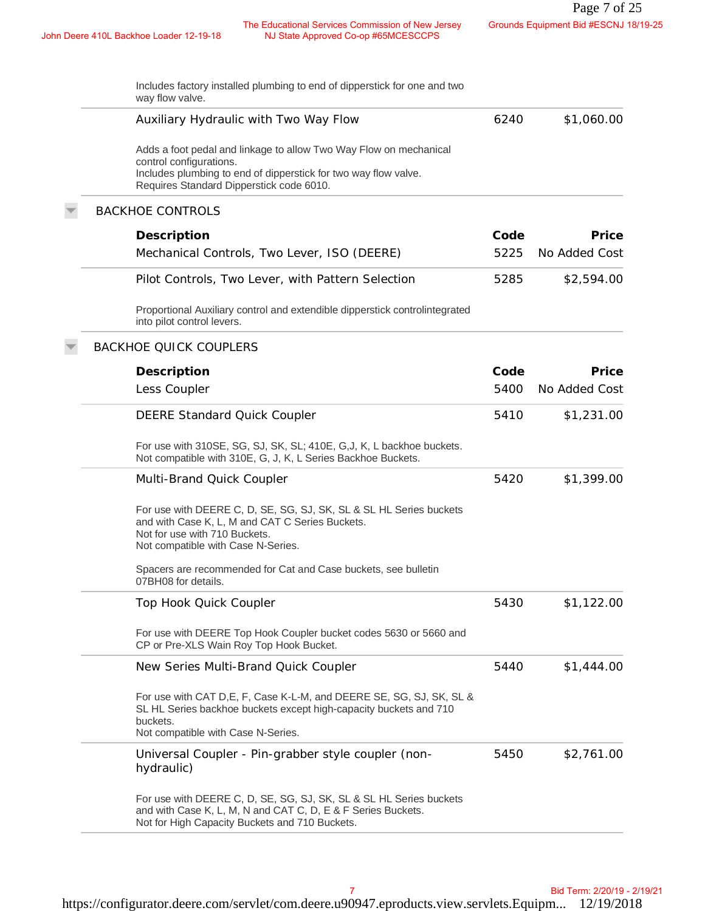Includes factory installed plumbing to end of dipperstick for one and two way flow valve.

| | | |
|---|---|---|
| Auxiliary Hydraulic with Two Way Flow | 6240 | $1,060.00 |

Adds a foot pedal and linkage to allow Two Way Flow on mechanical control configurations.
Includes plumbing to end of dipperstick for two way flow valve.
Requires Standard Dipperstick code 6010.

## BACKHOE CONTROLS

| Description | Code | Price |
|---|---|---|
| Mechanical Controls, Two Lever, ISO (DEERE) | 5225 | No Added Cost |
| Pilot Controls, Two Lever, with Pattern Selection<br><br>Proportional Auxiliary control and extendible dipperstick controlintegrated into pilot control levers. | 5285 | $2,594.00 |

## BACKHOE QUICK COUPLERS

| Description | Code | Price |
|---|---|---|
| Less Coupler | 5400 | No Added Cost |
| DEERE Standard Quick Coupler<br><br>For use with 310SE, SG, SJ, SK, SL; 410E, G,J, K, L backhoe buckets. Not compatible with 310E, G, J, K, L Series Backhoe Buckets. | 5410 | $1,231.00 |
| Multi-Brand Quick Coupler<br><br>For use with DEERE C, D, SE, SG, SJ, SK, SL & SL HL Series buckets and with Case K, L, M and CAT C Series Buckets.<br>Not for use with 710 Buckets.<br>Not compatible with Case N-Series.<br><br>Spacers are recommended for Cat and Case buckets, see bulletin 07BH08 for details. | 5420 | $1,399.00 |
| Top Hook Quick Coupler<br><br>For use with DEERE Top Hook Coupler bucket codes 5630 or 5660 and CP or Pre-XLS Wain Roy Top Hook Bucket. | 5430 | $1,122.00 |
| New Series Multi-Brand Quick Coupler<br><br>For use with CAT D,E, F, Case K-L-M, and DEERE SE, SG, SJ, SK, SL & SL HL Series backhoe buckets except high-capacity buckets and 710 buckets.<br>Not compatible with Case N-Series. | 5440 | $1,444.00 |
| Universal Coupler - Pin-grabber style coupler (non-hydraulic)<br><br>For use with DEERE C, D, SE, SG, SJ, SK, SL & SL HL Series buckets and with Case K, L, M, N and CAT C, D, E & F Series Buckets.<br>Not for High Capacity Buckets and 710 Buckets. | 5450 | $2,761.00 |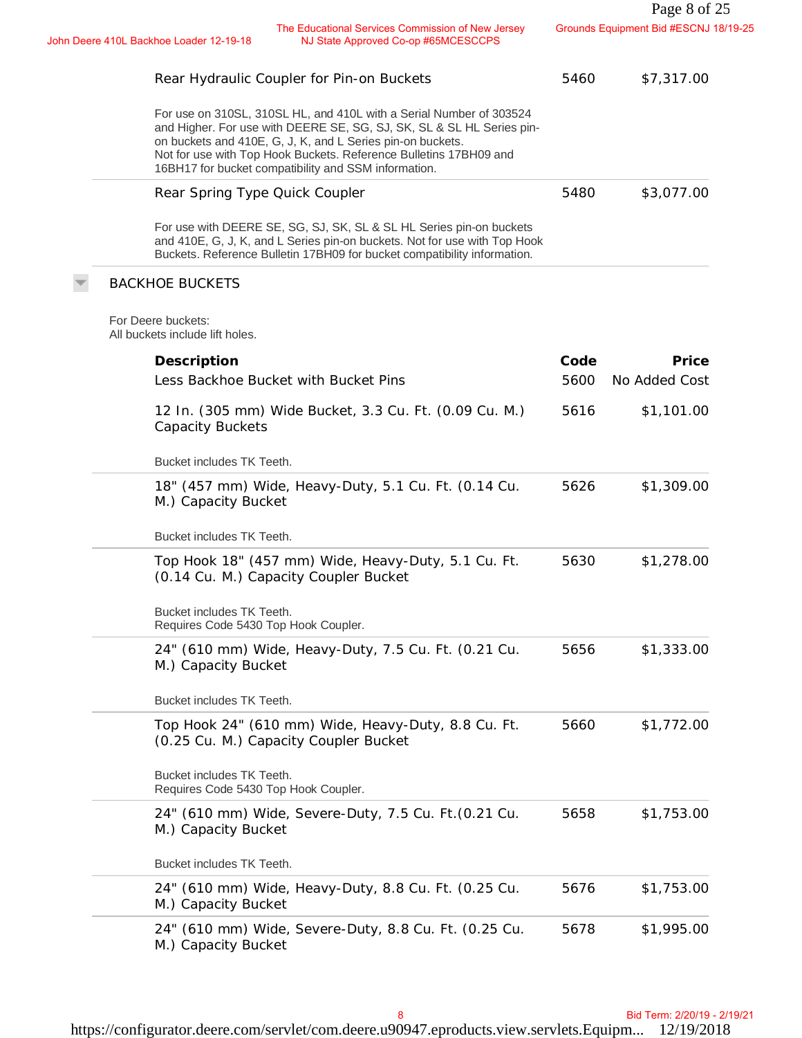| | | |
|---|---|---|
| Rear Hydraulic Coupler for Pin-on Buckets | 5460 | $7,317.00 |
| For use on 310SL, 310SL HL, and 410L with a Serial Number of 303524 and Higher. For use with DEERE SE, SG, SJ, SK, SL & SL HL Series pin-on buckets and 410E, G, J, K, and L Series pin-on buckets. Not for use with Top Hook Buckets. Reference Bulletins 17BH09 and 16BH17 for bucket compatibility and SSM information. | | |
| Rear Spring Type Quick Coupler | 5480 | $3,077.00 |
| For use with DEERE SE, SG, SJ, SK, SL & SL HL Series pin-on buckets and 410E, G, J, K, and L Series pin-on buckets. Not for use with Top Hook Buckets. Reference Bulletin 17BH09 for bucket compatibility information. | | |

## BACKHOE BUCKETS

For Deere buckets:
All buckets include lift holes.

| Description | Code | Price |
|---|---|---|
| Less Backhoe Bucket with Bucket Pins | 5600 | No Added Cost |
| 12 In. (305 mm) Wide Bucket, 3.3 Cu. Ft. (0.09 Cu. M.) Capacity Buckets<br>Bucket includes TK Teeth. | 5616 | $1,101.00 |
| 18" (457 mm) Wide, Heavy-Duty, 5.1 Cu. Ft. (0.14 Cu. M.) Capacity Bucket<br>Bucket includes TK Teeth. | 5626 | $1,309.00 |
| Top Hook 18" (457 mm) Wide, Heavy-Duty, 5.1 Cu. Ft. (0.14 Cu. M.) Capacity Coupler Bucket<br>Bucket includes TK Teeth.<br>Requires Code 5430 Top Hook Coupler. | 5630 | $1,278.00 |
| 24" (610 mm) Wide, Heavy-Duty, 7.5 Cu. Ft. (0.21 Cu. M.) Capacity Bucket<br>Bucket includes TK Teeth. | 5656 | $1,333.00 |
| Top Hook 24" (610 mm) Wide, Heavy-Duty, 8.8 Cu. Ft. (0.25 Cu. M.) Capacity Coupler Bucket<br>Bucket includes TK Teeth.<br>Requires Code 5430 Top Hook Coupler. | 5660 | $1,772.00 |
| 24" (610 mm) Wide, Severe-Duty, 7.5 Cu. Ft.(0.21 Cu. M.) Capacity Bucket<br>Bucket includes TK Teeth. | 5658 | $1,753.00 |
| 24" (610 mm) Wide, Heavy-Duty, 8.8 Cu. Ft. (0.25 Cu. M.) Capacity Bucket | 5676 | $1,753.00 |
| 24" (610 mm) Wide, Severe-Duty, 8.8 Cu. Ft. (0.25 Cu. M.) Capacity Bucket | 5678 | $1,995.00 |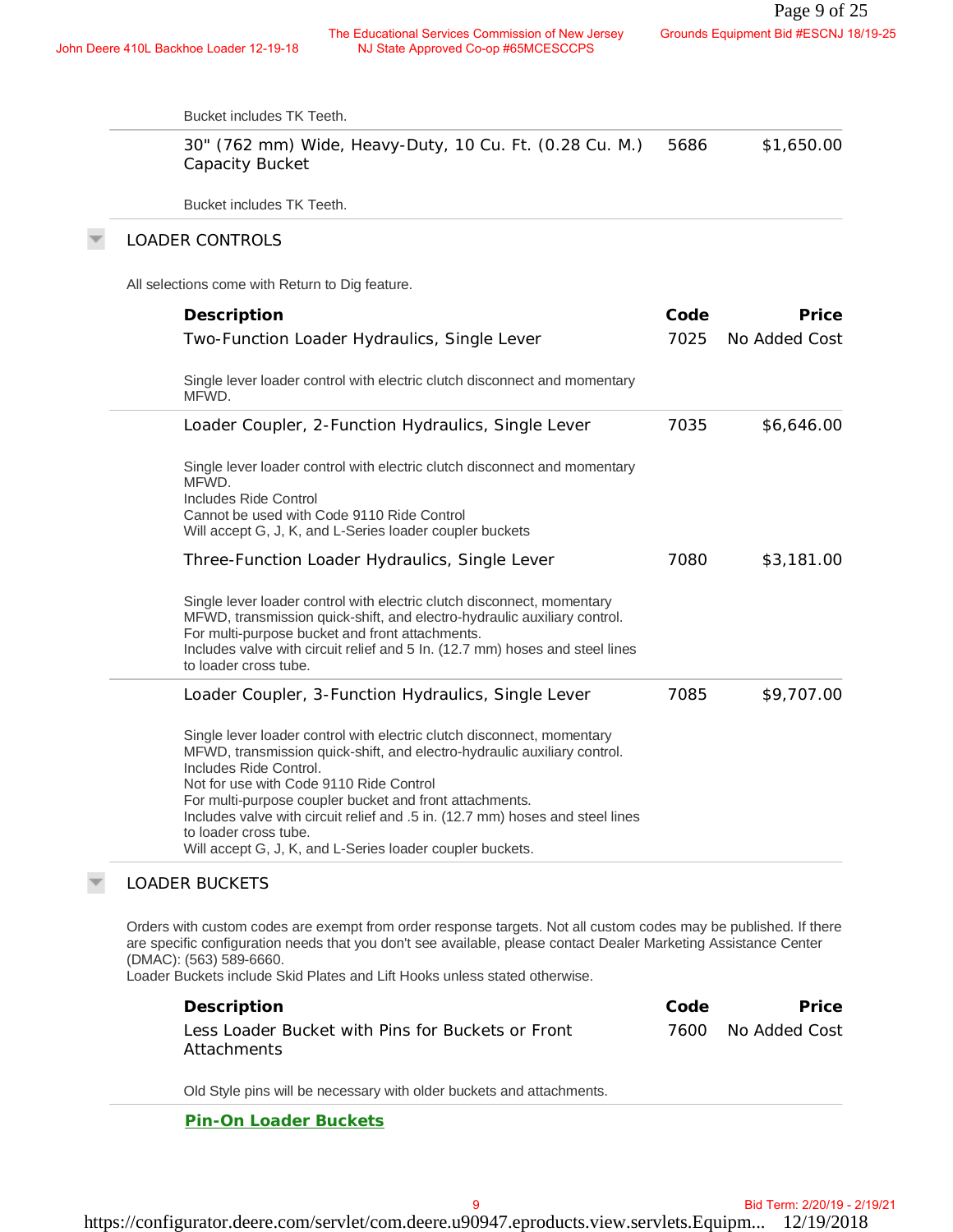Bucket includes TK Teeth.

| Description | Code | Price |
|---|---|---|
| 30" (762 mm) Wide, Heavy-Duty, 10 Cu. Ft. (0.28 Cu. M.) Capacity Bucket | 5686 | $1,650.00 |

Bucket includes TK Teeth.

## LOADER CONTROLS

All selections come with Return to Dig feature.

| Description | Code | Price |
|---|---|---|
| Two-Function Loader Hydraulics, Single Lever | 7025 | No Added Cost |
| Loader Coupler, 2-Function Hydraulics, Single Lever | 7035 | $6,646.00 |
| Three-Function Loader Hydraulics, Single Lever | 7080 | $3,181.00 |
| Loader Coupler, 3-Function Hydraulics, Single Lever | 7085 | $9,707.00 |

**Two-Function Loader Hydraulics, Single Lever (7025):**
Single lever loader control with electric clutch disconnect and momentary MFWD.

**Loader Coupler, 2-Function Hydraulics, Single Lever (7035):**
Single lever loader control with electric clutch disconnect and momentary MFWD.
Includes Ride Control
Cannot be used with Code 9110 Ride Control
Will accept G, J, K, and L-Series loader coupler buckets

**Three-Function Loader Hydraulics, Single Lever (7080):**
Single lever loader control with electric clutch disconnect, momentary MFWD, transmission quick-shift, and electro-hydraulic auxiliary control.
For multi-purpose bucket and front attachments.
Includes valve with circuit relief and 5 In. (12.7 mm) hoses and steel lines to loader cross tube.

**Loader Coupler, 3-Function Hydraulics, Single Lever (7085):**
Single lever loader control with electric clutch disconnect, momentary MFWD, transmission quick-shift, and electro-hydraulic auxiliary control.
Includes Ride Control.
Not for use with Code 9110 Ride Control
For multi-purpose coupler bucket and front attachments.
Includes valve with circuit relief and .5 in. (12.7 mm) hoses and steel lines to loader cross tube.
Will accept G, J, K, and L-Series loader coupler buckets.

## LOADER BUCKETS

Orders with custom codes are exempt from order response targets. Not all custom codes may be published. If there are specific configuration needs that you don't see available, please contact Dealer Marketing Assistance Center (DMAC): (563) 589-6660.
Loader Buckets include Skid Plates and Lift Hooks unless stated otherwise.

| Description | Code | Price |
|---|---|---|
| Less Loader Bucket with Pins for Buckets or Front Attachments | 7600 | No Added Cost |

Old Style pins will be necessary with older buckets and attachments.

**Pin-On Loader Buckets**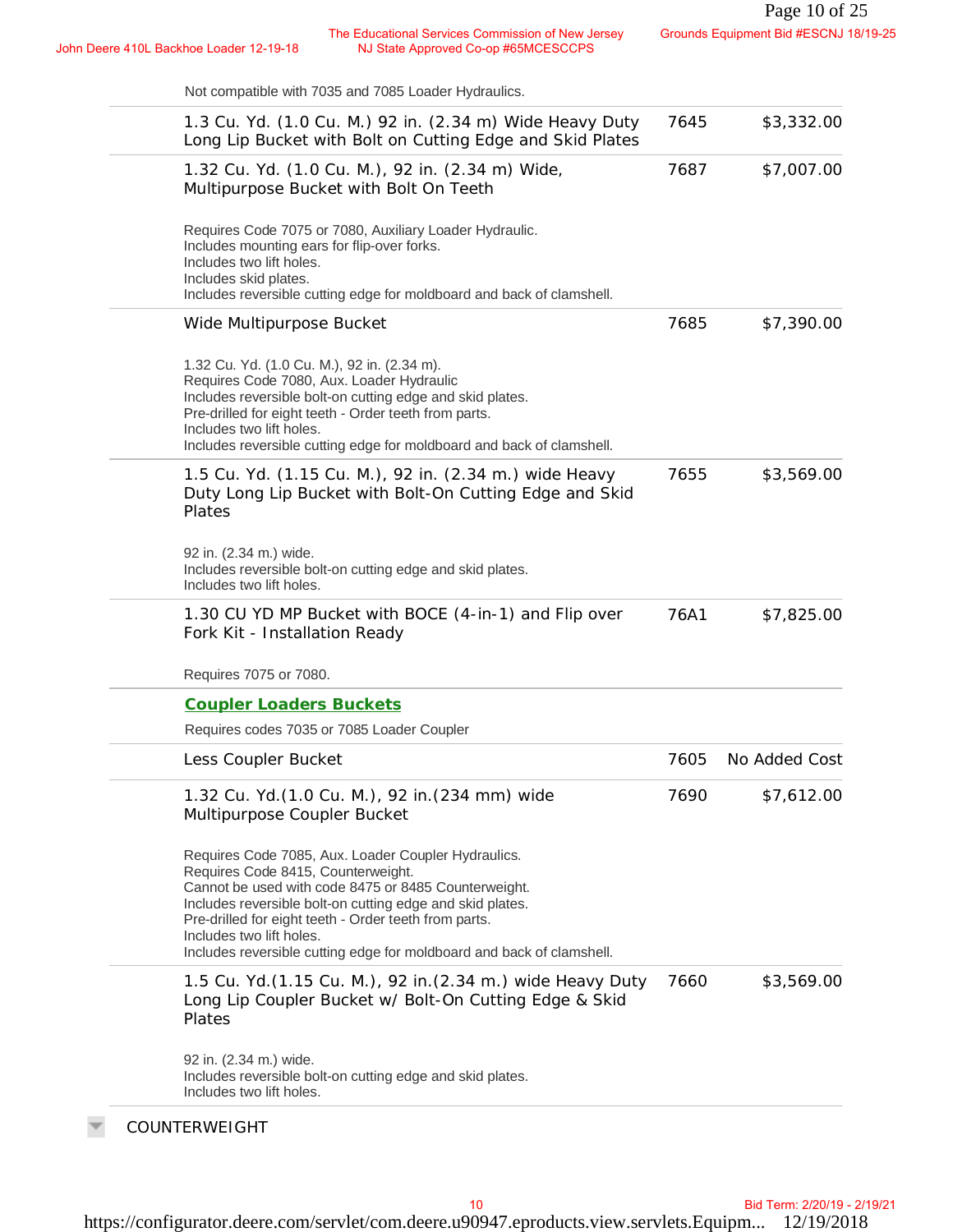Not compatible with 7035 and 7085 Loader Hydraulics.

| Description | Code | Price |
|---|---|---|
| 1.3 Cu. Yd. (1.0 Cu. M.) 92 in. (2.34 m) Wide Heavy Duty Long Lip Bucket with Bolt on Cutting Edge and Skid Plates | 7645 | $3,332.00 |
| 1.32 Cu. Yd. (1.0 Cu. M.), 92 in. (2.34 m) Wide, Multipurpose Bucket with Bolt On Teeth<br><br>Requires Code 7075 or 7080, Auxiliary Loader Hydraulic.<br>Includes mounting ears for flip-over forks.<br>Includes two lift holes.<br>Includes skid plates.<br>Includes reversible cutting edge for moldboard and back of clamshell. | 7687 | $7,007.00 |
| Wide Multipurpose Bucket<br><br>1.32 Cu. Yd. (1.0 Cu. M.), 92 in. (2.34 m).<br>Requires Code 7080, Aux. Loader Hydraulic<br>Includes reversible bolt-on cutting edge and skid plates.<br>Pre-drilled for eight teeth - Order teeth from parts.<br>Includes two lift holes.<br>Includes reversible cutting edge for moldboard and back of clamshell. | 7685 | $7,390.00 |
| 1.5 Cu. Yd. (1.15 Cu. M.), 92 in. (2.34 m.) wide Heavy Duty Long Lip Bucket with Bolt-On Cutting Edge and Skid Plates<br><br>92 in. (2.34 m.) wide.<br>Includes reversible bolt-on cutting edge and skid plates.<br>Includes two lift holes. | 7655 | $3,569.00 |
| 1.30 CU YD MP Bucket with BOCE (4-in-1) and Flip over Fork Kit - Installation Ready<br><br>Requires 7075 or 7080. | 76A1 | $7,825.00 |

## Coupler Loaders Buckets

Requires codes 7035 or 7085 Loader Coupler

| Description | Code | Price |
|---|---|---|
| Less Coupler Bucket | 7605 | No Added Cost |
| 1.32 Cu. Yd.(1.0 Cu. M.), 92 in.(234 mm) wide Multipurpose Coupler Bucket<br><br>Requires Code 7085, Aux. Loader Coupler Hydraulics.<br>Requires Code 8415, Counterweight.<br>Cannot be used with code 8475 or 8485 Counterweight.<br>Includes reversible bolt-on cutting edge and skid plates.<br>Pre-drilled for eight teeth - Order teeth from parts.<br>Includes two lift holes.<br>Includes reversible cutting edge for moldboard and back of clamshell. | 7690 | $7,612.00 |
| 1.5 Cu. Yd.(1.15 Cu. M.), 92 in.(2.34 m.) wide Heavy Duty Long Lip Coupler Bucket w/ Bolt-On Cutting Edge & Skid Plates<br><br>92 in. (2.34 m.) wide.<br>Includes reversible bolt-on cutting edge and skid plates.<br>Includes two lift holes. | 7660 | $3,569.00 |

COUNTERWEIGHT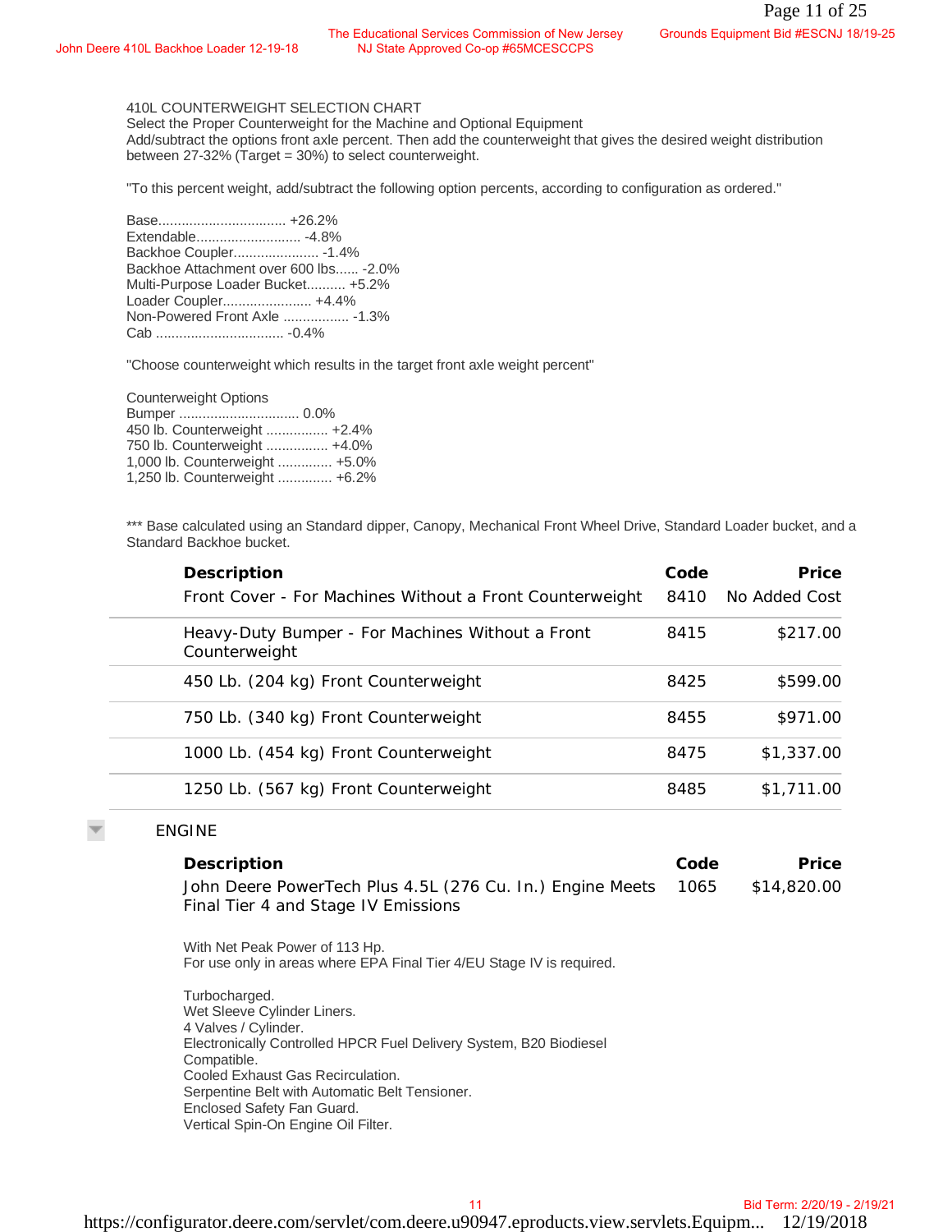410L COUNTERWEIGHT SELECTION CHART
Select the Proper Counterweight for the Machine and Optional Equipment
Add/subtract the options front axle percent. Then add the counterweight that gives the desired weight distribution between 27-32% (Target = 30%) to select counterweight.

"To this percent weight, add/subtract the following option percents, according to configuration as ordered."

Base................................ +26.2%
Extendable........................... -4.8%
Backhoe Coupler...................... -1.4%
Backhoe Attachment over 600 lbs...... -2.0%
Multi-Purpose Loader Bucket.......... +5.2%
Loader Coupler....................... +4.4%
Non-Powered Front Axle ................. -1.3%
Cab ................................ -0.4%

"Choose counterweight which results in the target front axle weight percent"

Counterweight Options
Bumper .............................. 0.0%
450 lb. Counterweight ................ +2.4%
750 lb. Counterweight ................ +4.0%
1,000 lb. Counterweight ............. +5.0%
1,250 lb. Counterweight ............. +6.2%

*** Base calculated using an Standard dipper, Canopy, Mechanical Front Wheel Drive, Standard Loader bucket, and a Standard Backhoe bucket.

| Description | Code | Price |
|---|---|---|
| Front Cover - For Machines Without a Front Counterweight | 8410 | No Added Cost |
| Heavy-Duty Bumper - For Machines Without a Front Counterweight | 8415 | $217.00 |
| 450 Lb. (204 kg) Front Counterweight | 8425 | $599.00 |
| 750 Lb. (340 kg) Front Counterweight | 8455 | $971.00 |
| 1000 Lb. (454 kg) Front Counterweight | 8475 | $1,337.00 |
| 1250 Lb. (567 kg) Front Counterweight | 8485 | $1,711.00 |

## ENGINE

| Description | Code | Price |
|---|---|---|
| John Deere PowerTech Plus 4.5L (276 Cu. In.) Engine Meets Final Tier 4 and Stage IV Emissions | 1065 | $14,820.00 |

With Net Peak Power of 113 Hp.
For use only in areas where EPA Final Tier 4/EU Stage IV is required.

Turbocharged.
Wet Sleeve Cylinder Liners.
4 Valves / Cylinder.
Electronically Controlled HPCR Fuel Delivery System, B20 Biodiesel Compatible.
Cooled Exhaust Gas Recirculation.
Serpentine Belt with Automatic Belt Tensioner.
Enclosed Safety Fan Guard.
Vertical Spin-On Engine Oil Filter.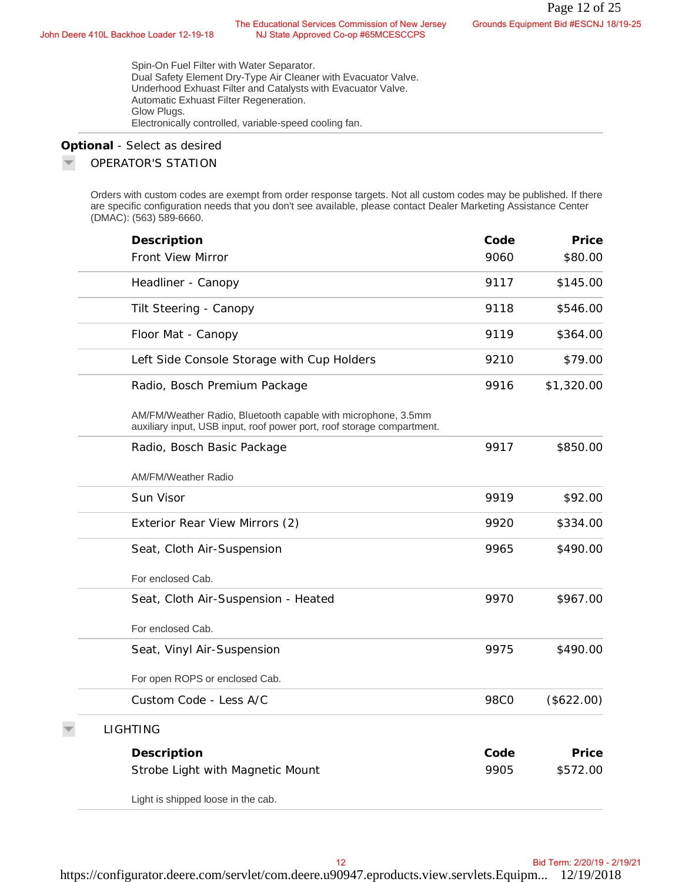Spin-On Fuel Filter with Water Separator.
Dual Safety Element Dry-Type Air Cleaner with Evacuator Valve.
Underhood Exhaust Filter and Catalysts with Evacuator Valve.
Automatic Exhuast Filter Regeneration.
Glow Plugs.
Electronically controlled, variable-speed cooling fan.

**Optional** - Select as desired

## OPERATOR'S STATION

Orders with custom codes are exempt from order response targets. Not all custom codes may be published. If there are specific configuration needs that you don't see available, please contact Dealer Marketing Assistance Center (DMAC): (563) 589-6660.

| Description | Code | Price |
|---|---|---|
| Front View Mirror | 9060 | $80.00 |
| Headliner - Canopy | 9117 | $145.00 |
| Tilt Steering - Canopy | 9118 | $546.00 |
| Floor Mat - Canopy | 9119 | $364.00 |
| Left Side Console Storage with Cup Holders | 9210 | $79.00 |
| Radio, Bosch Premium Package<br>AM/FM/Weather Radio, Bluetooth capable with microphone, 3.5mm auxiliary input, USB input, roof power port, roof storage compartment. | 9916 | $1,320.00 |
| Radio, Bosch Basic Package<br>AM/FM/Weather Radio | 9917 | $850.00 |
| Sun Visor | 9919 | $92.00 |
| Exterior Rear View Mirrors (2) | 9920 | $334.00 |
| Seat, Cloth Air-Suspension<br>For enclosed Cab. | 9965 | $490.00 |
| Seat, Cloth Air-Suspension - Heated<br>For enclosed Cab. | 9970 | $967.00 |
| Seat, Vinyl Air-Suspension<br>For open ROPS or enclosed Cab. | 9975 | $490.00 |
| Custom Code - Less A/C | 98C0 | ($622.00) |

## LIGHTING

| Description | Code | Price |
|---|---|---|
| Strobe Light with Magnetic Mount<br>Light is shipped loose in the cab. | 9905 | $572.00 |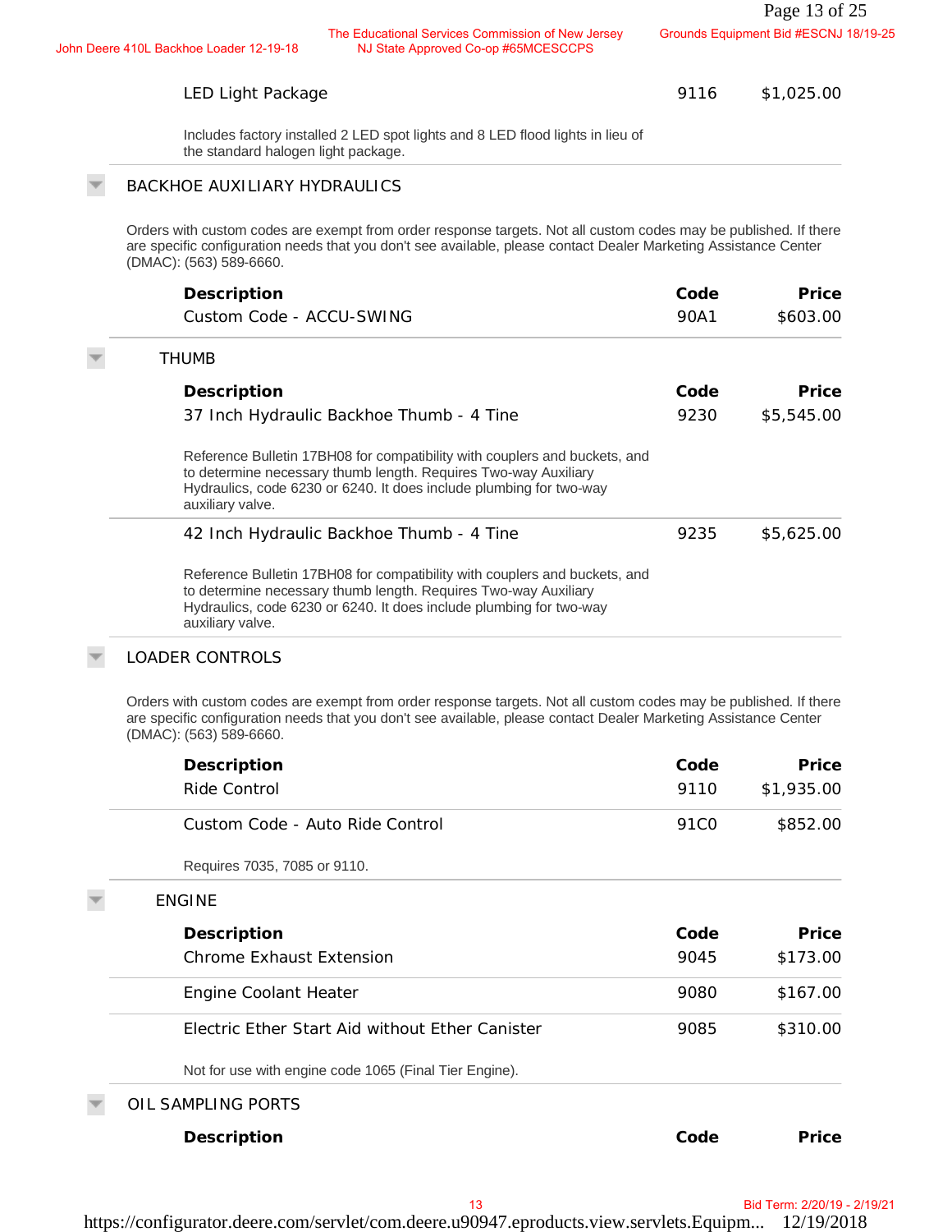| Description | Code | Price |
|---|---|---|
| LED Light Package | 9116 | $1,025.00 |

Includes factory installed 2 LED spot lights and 8 LED flood lights in lieu of the standard halogen light package.

## BACKHOE AUXILIARY HYDRAULICS

Orders with custom codes are exempt from order response targets. Not all custom codes may be published. If there are specific configuration needs that you don't see available, please contact Dealer Marketing Assistance Center (DMAC): (563) 589-6660.

| Description | Code | Price |
|---|---|---|
| Custom Code - ACCU-SWING | 90A1 | $603.00 |

## THUMB

| Description | Code | Price |
|---|---|---|
| 37 Inch Hydraulic Backhoe Thumb - 4 Tine | 9230 | $5,545.00 |

Reference Bulletin 17BH08 for compatibility with couplers and buckets, and to determine necessary thumb length. Requires Two-way Auxiliary Hydraulics, code 6230 or 6240. It does include plumbing for two-way auxiliary valve.

| Description | Code | Price |
|---|---|---|
| 42 Inch Hydraulic Backhoe Thumb - 4 Tine | 9235 | $5,625.00 |

Reference Bulletin 17BH08 for compatibility with couplers and buckets, and to determine necessary thumb length. Requires Two-way Auxiliary Hydraulics, code 6230 or 6240. It does include plumbing for two-way auxiliary valve.

## LOADER CONTROLS

Orders with custom codes are exempt from order response targets. Not all custom codes may be published. If there are specific configuration needs that you don't see available, please contact Dealer Marketing Assistance Center (DMAC): (563) 589-6660.

| Description | Code | Price |
|---|---|---|
| Ride Control | 9110 | $1,935.00 |
| Custom Code - Auto Ride Control | 91C0 | $852.00 |

Requires 7035, 7085 or 9110.

## ENGINE

| Description | Code | Price |
|---|---|---|
| Chrome Exhaust Extension | 9045 | $173.00 |
| Engine Coolant Heater | 9080 | $167.00 |
| Electric Ether Start Aid without Ether Canister | 9085 | $310.00 |

Not for use with engine code 1065 (Final Tier Engine).

## OIL SAMPLING PORTS

| Description | Code | Price |
|---|---|---|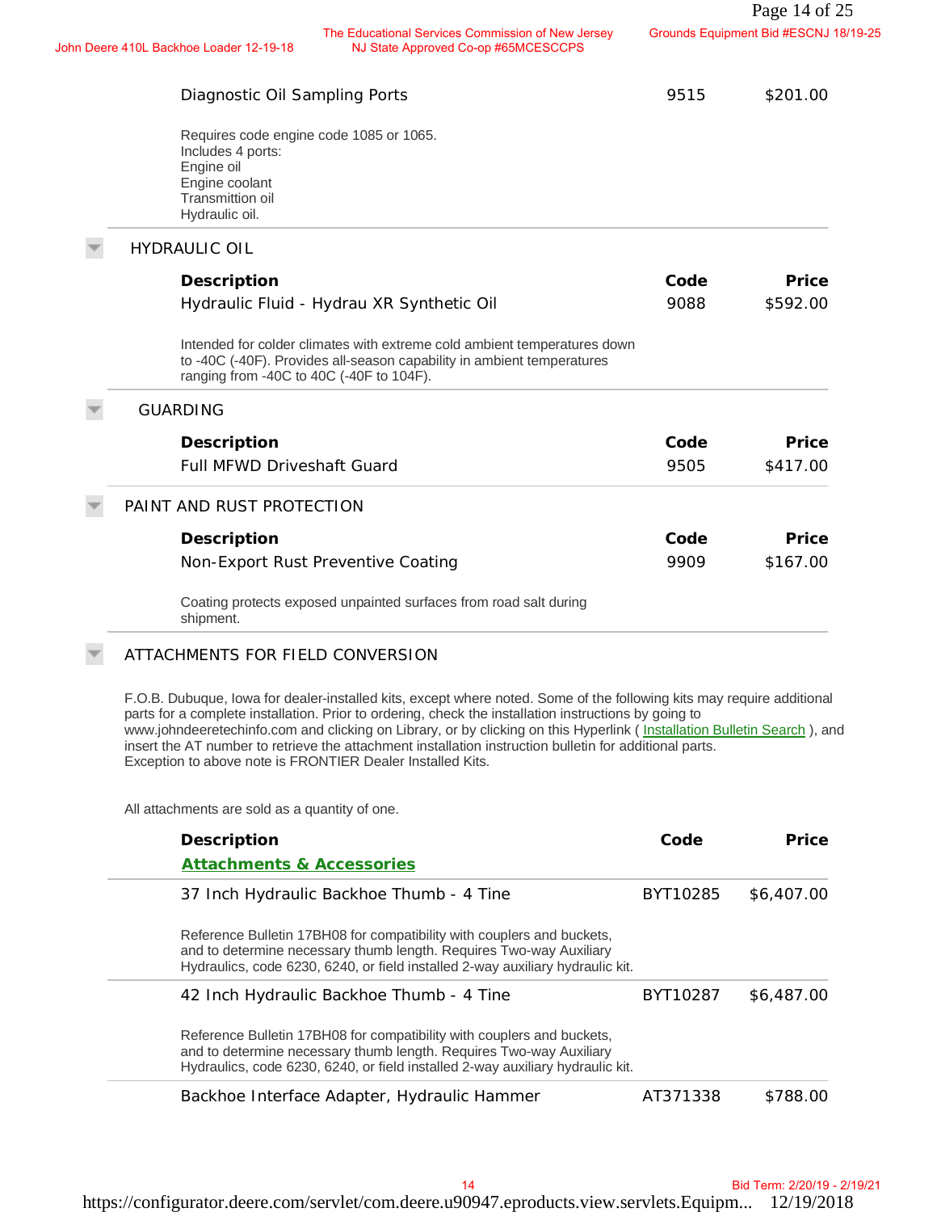| Description | Code | Price |
|---|---|---|
| Diagnostic Oil Sampling Ports | 9515 | $201.00 |

Requires code engine code 1085 or 1065.
Includes 4 ports:
Engine oil
Engine coolant
Transmittion oil
Hydraulic oil.

## HYDRAULIC OIL

| Description | Code | Price |
|---|---|---|
| Hydraulic Fluid - Hydrau XR Synthetic Oil | 9088 | $592.00 |

Intended for colder climates with extreme cold ambient temperatures down to -40C (-40F). Provides all-season capability in ambient temperatures ranging from -40C to 40C (-40F to 104F).

## GUARDING

| Description | Code | Price |
|---|---|---|
| Full MFWD Driveshaft Guard | 9505 | $417.00 |

## PAINT AND RUST PROTECTION

| Description | Code | Price |
|---|---|---|
| Non-Export Rust Preventive Coating | 9909 | $167.00 |

Coating protects exposed unpainted surfaces from road salt during shipment.

## ATTACHMENTS FOR FIELD CONVERSION

F.O.B. Dubuque, Iowa for dealer-installed kits, except where noted. Some of the following kits may require additional parts for a complete installation. Prior to ordering, check the installation instructions by going to www.johndeeretechinfo.com and clicking on Library, or by clicking on this Hyperlink ( Installation Bulletin Search ), and insert the AT number to retrieve the attachment installation instruction bulletin for additional parts. Exception to above note is FRONTIER Dealer Installed Kits.

All attachments are sold as a quantity of one.

| Description | Code | Price |
|---|---|---|
| **Attachments & Accessories** | | |
| 37 Inch Hydraulic Backhoe Thumb - 4 Tine | BYT10285 | $6,407.00 |

Reference Bulletin 17BH08 for compatibility with couplers and buckets, and to determine necessary thumb length. Requires Two-way Auxiliary Hydraulics, code 6230, 6240, or field installed 2-way auxiliary hydraulic kit.

| Description | Code | Price |
|---|---|---|
| 42 Inch Hydraulic Backhoe Thumb - 4 Tine | BYT10287 | $6,487.00 |

Reference Bulletin 17BH08 for compatibility with couplers and buckets, and to determine necessary thumb length. Requires Two-way Auxiliary Hydraulics, code 6230, 6240, or field installed 2-way auxiliary hydraulic kit.

| Description | Code | Price |
|---|---|---|
| Backhoe Interface Adapter, Hydraulic Hammer | AT371338 | $788.00 |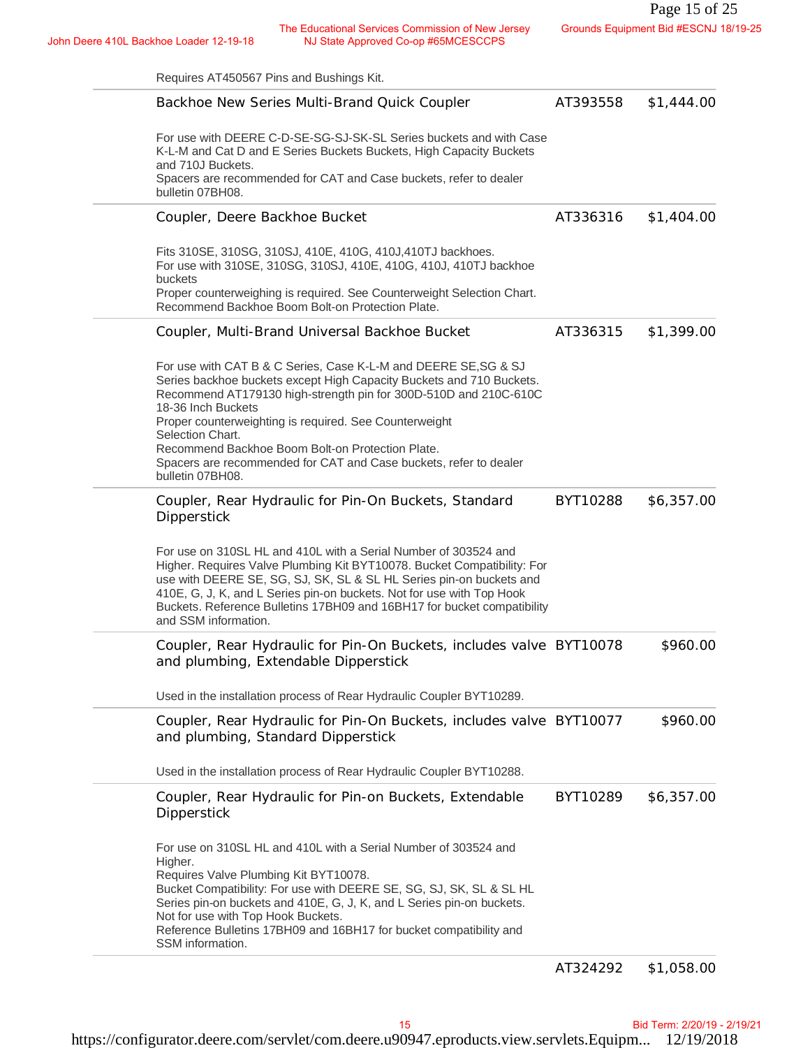Requires AT450567 Pins and Bushings Kit.

| Description | Part No. | Price |
|---|---|---|
| Backhoe New Series Multi-Brand Quick Coupler<br><br>For use with DEERE C-D-SE-SG-SJ-SK-SL Series buckets and with Case K-L-M and Cat D and E Series Buckets Buckets, High Capacity Buckets and 710J Buckets.<br>Spacers are recommended for CAT and Case buckets, refer to dealer bulletin 07BH08. | AT393558 | $1,444.00 |
| Coupler, Deere Backhoe Bucket<br><br>Fits 310SE, 310SG, 310SJ, 410E, 410G, 410J,410TJ backhoes.<br>For use with 310SE, 310SG, 310SJ, 410E, 410G, 410J, 410TJ backhoe buckets<br>Proper counterweighing is required. See Counterweight Selection Chart.<br>Recommend Backhoe Boom Bolt-on Protection Plate. | AT336316 | $1,404.00 |
| Coupler, Multi-Brand Universal Backhoe Bucket<br><br>For use with CAT B & C Series, Case K-L-M and DEERE SE,SG & SJ Series backhoe buckets except High Capacity Buckets and 710 Buckets.<br>Recommend AT179130 high-strength pin for 300D-510D and 210C-610C 18-36 Inch Buckets<br>Proper counterweighting is required. See Counterweight Selection Chart.<br>Recommend Backhoe Boom Bolt-on Protection Plate.<br>Spacers are recommended for CAT and Case buckets, refer to dealer bulletin 07BH08. | AT336315 | $1,399.00 |
| Coupler, Rear Hydraulic for Pin-On Buckets, Standard Dipperstick<br><br>For use on 310SL HL and 410L with a Serial Number of 303524 and Higher. Requires Valve Plumbing Kit BYT10078. Bucket Compatibility: For use with DEERE SE, SG, SJ, SK, SL & SL HL Series pin-on buckets and 410E, G, J, K, and L Series pin-on buckets. Not for use with Top Hook Buckets. Reference Bulletins 17BH09 and 16BH17 for bucket compatibility and SSM information. | BYT10288 | $6,357.00 |
| Coupler, Rear Hydraulic for Pin-On Buckets, includes valve and plumbing, Extendable Dipperstick<br><br>Used in the installation process of Rear Hydraulic Coupler BYT10289. | BYT10078 | $960.00 |
| Coupler, Rear Hydraulic for Pin-On Buckets, includes valve and plumbing, Standard Dipperstick<br><br>Used in the installation process of Rear Hydraulic Coupler BYT10288. | BYT10077 | $960.00 |
| Coupler, Rear Hydraulic for Pin-on Buckets, Extendable Dipperstick<br><br>For use on 310SL HL and 410L with a Serial Number of 303524 and Higher.<br>Requires Valve Plumbing Kit BYT10078.<br>Bucket Compatibility: For use with DEERE SE, SG, SJ, SK, SL & SL HL Series pin-on buckets and 410E, G, J, K, and L Series pin-on buckets.<br>Not for use with Top Hook Buckets.<br>Reference Bulletins 17BH09 and 16BH17 for bucket compatibility and SSM information. | BYT10289 | $6,357.00 |
| | AT324292 | $1,058.00 |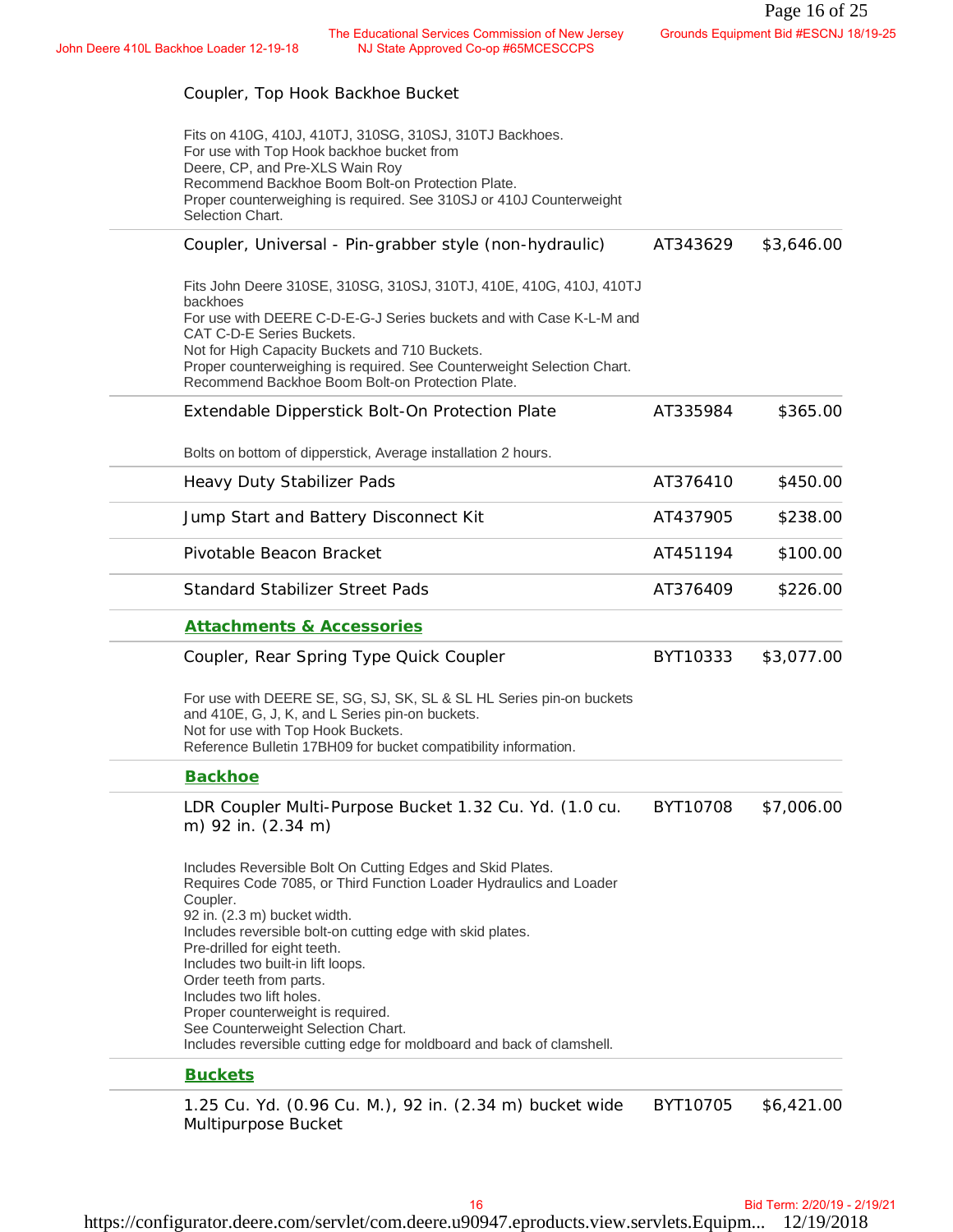Coupler, Top Hook Backhoe Bucket

Fits on 410G, 410J, 410TJ, 310SG, 310SJ, 310TJ Backhoes.
For use with Top Hook backhoe bucket from
Deere, CP, and Pre-XLS Wain Roy
Recommend Backhoe Boom Bolt-on Protection Plate.
Proper counterweighing is required. See 310SJ or 410J Counterweight Selection Chart.

| Item | Code | Price |
|---|---|---|
| Coupler, Universal - Pin-grabber style (non-hydraulic) | AT343629 | $3,646.00 |

Fits John Deere 310SE, 310SG, 310SJ, 310TJ, 410E, 410G, 410J, 410TJ backhoes
For use with DEERE C-D-E-G-J Series buckets and with Case K-L-M and CAT C-D-E Series Buckets.
Not for High Capacity Buckets and 710 Buckets.
Proper counterweighing is required. See Counterweight Selection Chart.
Recommend Backhoe Boom Bolt-on Protection Plate.

| Item | Code | Price |
|---|---|---|
| Extendable Dipperstick Bolt-On Protection Plate | AT335984 | $365.00 |

Bolts on bottom of dipperstick, Average installation 2 hours.

| Item | Code | Price |
|---|---|---|
| Heavy Duty Stabilizer Pads | AT376410 | $450.00 |
| Jump Start and Battery Disconnect Kit | AT437905 | $238.00 |
| Pivotable Beacon Bracket | AT451194 | $100.00 |
| Standard Stabilizer Street Pads | AT376409 | $226.00 |

## Attachments & Accessories

| Item | Code | Price |
|---|---|---|
| Coupler, Rear Spring Type Quick Coupler | BYT10333 | $3,077.00 |

For use with DEERE SE, SG, SJ, SK, SL & SL HL Series pin-on buckets and 410E, G, J, K, and L Series pin-on buckets.
Not for use with Top Hook Buckets.
Reference Bulletin 17BH09 for bucket compatibility information.

## Backhoe

| Item | Code | Price |
|---|---|---|
| LDR Coupler Multi-Purpose Bucket 1.32 Cu. Yd. (1.0 cu. m) 92 in. (2.34 m) | BYT10708 | $7,006.00 |

Includes Reversible Bolt On Cutting Edges and Skid Plates.
Requires Code 7085, or Third Function Loader Hydraulics and Loader Coupler.
92 in. (2.3 m) bucket width.
Includes reversible bolt-on cutting edge with skid plates.
Pre-drilled for eight teeth.
Includes two built-in lift loops.
Order teeth from parts.
Includes two lift holes.
Proper counterweight is required.
See Counterweight Selection Chart.
Includes reversible cutting edge for moldboard and back of clamshell.

## Buckets

| Item | Code | Price |
|---|---|---|
| 1.25 Cu. Yd. (0.96 Cu. M.), 92 in. (2.34 m) bucket wide Multipurpose Bucket | BYT10705 | $6,421.00 |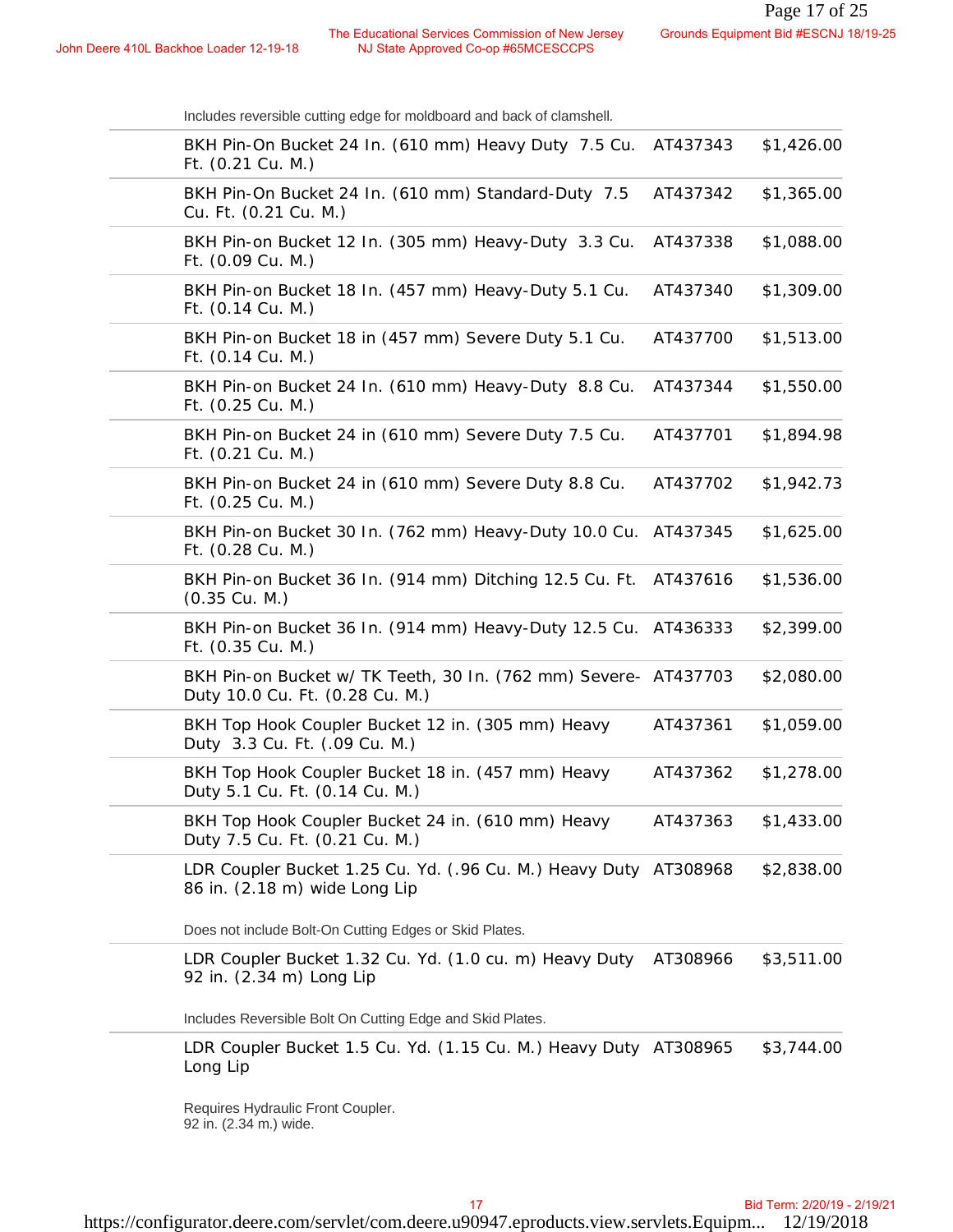Includes reversible cutting edge for moldboard and back of clamshell.

| Description | Part No. | Price |
|---|---|---|
| BKH Pin-On Bucket 24 In. (610 mm) Heavy Duty 7.5 Cu. Ft. (0.21 Cu. M.) | AT437343 | $1,426.00 |
| BKH Pin-On Bucket 24 In. (610 mm) Standard-Duty 7.5 Cu. Ft. (0.21 Cu. M.) | AT437342 | $1,365.00 |
| BKH Pin-on Bucket 12 In. (305 mm) Heavy-Duty 3.3 Cu. Ft. (0.09 Cu. M.) | AT437338 | $1,088.00 |
| BKH Pin-on Bucket 18 In. (457 mm) Heavy-Duty 5.1 Cu. Ft. (0.14 Cu. M.) | AT437340 | $1,309.00 |
| BKH Pin-on Bucket 18 in (457 mm) Severe Duty 5.1 Cu. Ft. (0.14 Cu. M.) | AT437700 | $1,513.00 |
| BKH Pin-on Bucket 24 In. (610 mm) Heavy-Duty 8.8 Cu. Ft. (0.25 Cu. M.) | AT437344 | $1,550.00 |
| BKH Pin-on Bucket 24 in (610 mm) Severe Duty 7.5 Cu. Ft. (0.21 Cu. M.) | AT437701 | $1,894.98 |
| BKH Pin-on Bucket 24 in (610 mm) Severe Duty 8.8 Cu. Ft. (0.25 Cu. M.) | AT437702 | $1,942.73 |
| BKH Pin-on Bucket 30 In. (762 mm) Heavy-Duty 10.0 Cu. Ft. (0.28 Cu. M.) | AT437345 | $1,625.00 |
| BKH Pin-on Bucket 36 In. (914 mm) Ditching 12.5 Cu. Ft. (0.35 Cu. M.) | AT437616 | $1,536.00 |
| BKH Pin-on Bucket 36 In. (914 mm) Heavy-Duty 12.5 Cu. Ft. (0.35 Cu. M.) | AT436333 | $2,399.00 |
| BKH Pin-on Bucket w/ TK Teeth, 30 In. (762 mm) Severe-Duty 10.0 Cu. Ft. (0.28 Cu. M.) | AT437703 | $2,080.00 |
| BKH Top Hook Coupler Bucket 12 in. (305 mm) Heavy Duty 3.3 Cu. Ft. (.09 Cu. M.) | AT437361 | $1,059.00 |
| BKH Top Hook Coupler Bucket 18 in. (457 mm) Heavy Duty 5.1 Cu. Ft. (0.14 Cu. M.) | AT437362 | $1,278.00 |
| BKH Top Hook Coupler Bucket 24 in. (610 mm) Heavy Duty 7.5 Cu. Ft. (0.21 Cu. M.) | AT437363 | $1,433.00 |
| LDR Coupler Bucket 1.25 Cu. Yd. (.96 Cu. M.) Heavy Duty 86 in. (2.18 m) wide Long Lip<br><br>Does not include Bolt-On Cutting Edges or Skid Plates. | AT308968 | $2,838.00 |
| LDR Coupler Bucket 1.32 Cu. Yd. (1.0 cu. m) Heavy Duty 92 in. (2.34 m) Long Lip<br><br>Includes Reversible Bolt On Cutting Edge and Skid Plates. | AT308966 | $3,511.00 |
| LDR Coupler Bucket 1.5 Cu. Yd. (1.15 Cu. M.) Heavy Duty Long Lip<br><br>Requires Hydraulic Front Coupler.<br>92 in. (2.34 m.) wide. | AT308965 | $3,744.00 |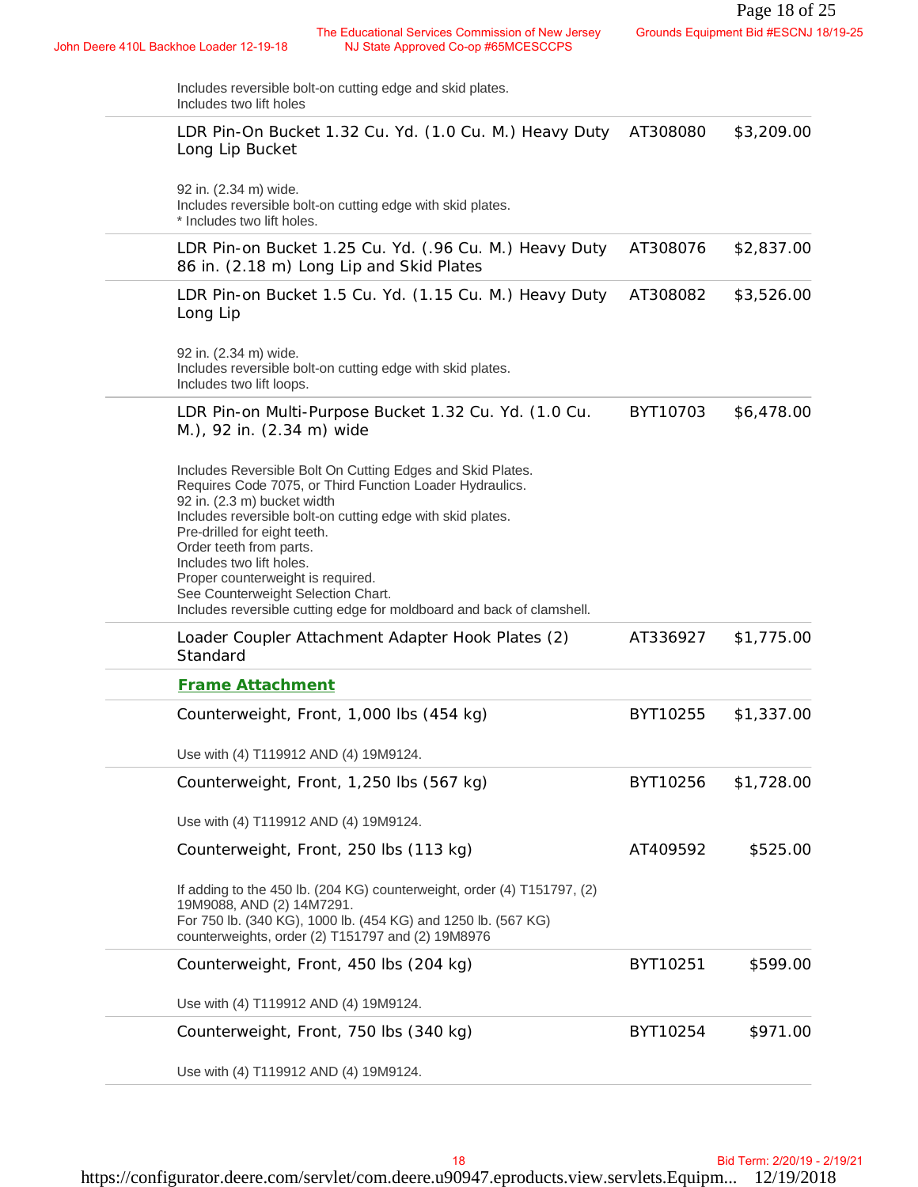Includes reversible bolt-on cutting edge and skid plates.
Includes two lift holes

| Description | Part No. | Price |
|---|---|---|
| LDR Pin-On Bucket 1.32 Cu. Yd. (1.0 Cu. M.) Heavy Duty Long Lip Bucket<br><br>92 in. (2.34 m) wide.<br>Includes reversible bolt-on cutting edge with skid plates.<br>* Includes two lift holes. | AT308080 | $3,209.00 |
| LDR Pin-on Bucket 1.25 Cu. Yd. (.96 Cu. M.) Heavy Duty 86 in. (2.18 m) Long Lip and Skid Plates | AT308076 | $2,837.00 |
| LDR Pin-on Bucket 1.5 Cu. Yd. (1.15 Cu. M.) Heavy Duty Long Lip<br><br>92 in. (2.34 m) wide.<br>Includes reversible bolt-on cutting edge with skid plates.<br>Includes two lift loops. | AT308082 | $3,526.00 |
| LDR Pin-on Multi-Purpose Bucket 1.32 Cu. Yd. (1.0 Cu. M.), 92 in. (2.34 m) wide<br><br>Includes Reversible Bolt On Cutting Edges and Skid Plates.<br>Requires Code 7075, or Third Function Loader Hydraulics.<br>92 in. (2.3 m) bucket width<br>Includes reversible bolt-on cutting edge with skid plates.<br>Pre-drilled for eight teeth.<br>Order teeth from parts.<br>Includes two lift holes.<br>Proper counterweight is required.<br>See Counterweight Selection Chart.<br>Includes reversible cutting edge for moldboard and back of clamshell. | BYT10703 | $6,478.00 |
| Loader Coupler Attachment Adapter Hook Plates (2) Standard | AT336927 | $1,775.00 |
| **Frame Attachment** | | |
| Counterweight, Front, 1,000 lbs (454 kg)<br><br>Use with (4) T119912 AND (4) 19M9124. | BYT10255 | $1,337.00 |
| Counterweight, Front, 1,250 lbs (567 kg)<br><br>Use with (4) T119912 AND (4) 19M9124. | BYT10256 | $1,728.00 |
| Counterweight, Front, 250 lbs (113 kg)<br><br>If adding to the 450 lb. (204 KG) counterweight, order (4) T151797, (2) 19M9088, AND (2) 14M7291.<br>For 750 lb. (340 KG), 1000 lb. (454 KG) and 1250 lb. (567 KG) counterweights, order (2) T151797 and (2) 19M8976 | AT409592 | $525.00 |
| Counterweight, Front, 450 lbs (204 kg)<br><br>Use with (4) T119912 AND (4) 19M9124. | BYT10251 | $599.00 |
| Counterweight, Front, 750 lbs (340 kg)<br><br>Use with (4) T119912 AND (4) 19M9124. | BYT10254 | $971.00 |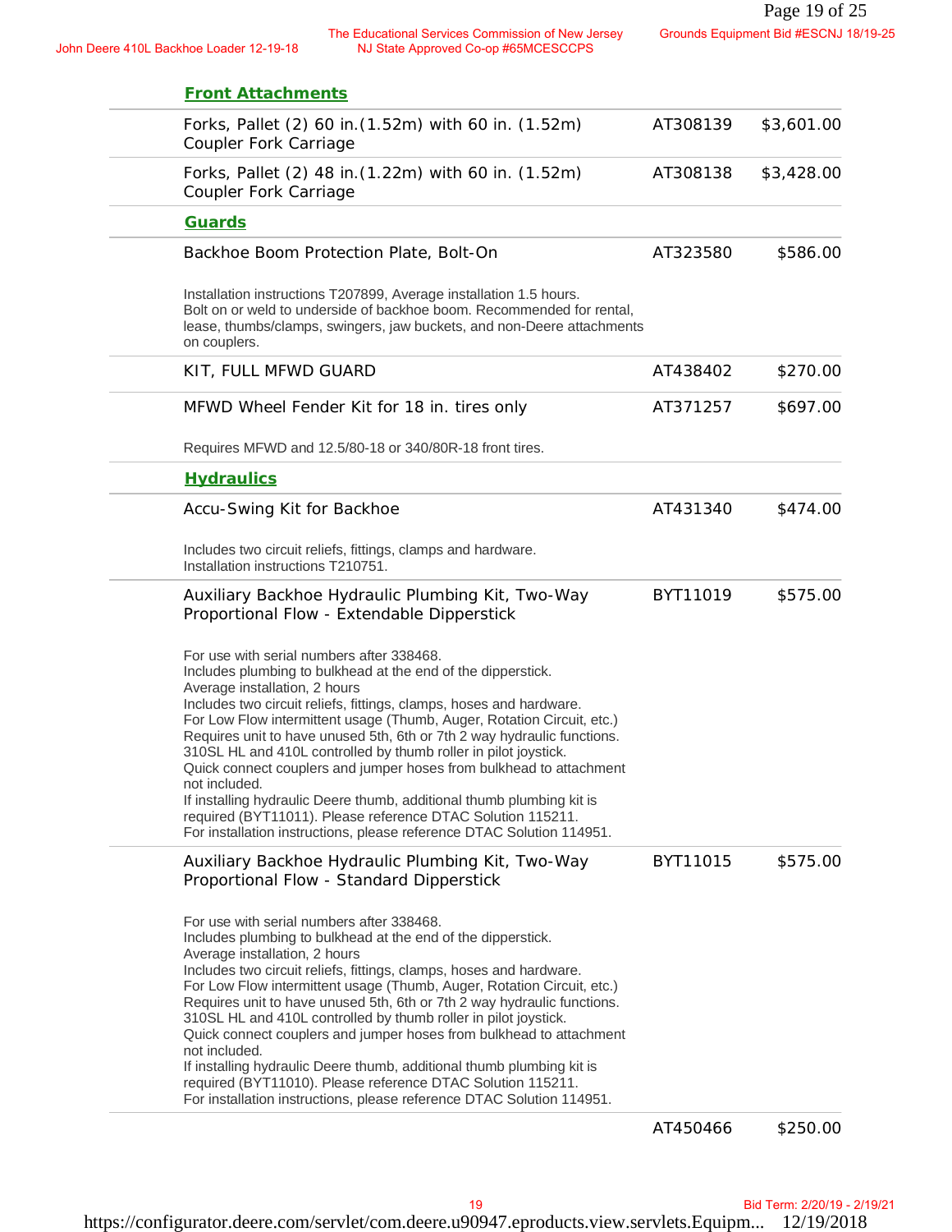## Front Attachments

| Description | Part No. | Price |
|---|---|---|
| Forks, Pallet (2) 60 in.(1.52m) with 60 in. (1.52m) Coupler Fork Carriage | AT308139 | $3,601.00 |
| Forks, Pallet (2) 48 in.(1.22m) with 60 in. (1.52m) Coupler Fork Carriage | AT308138 | $3,428.00 |

## Guards

| Description | Part No. | Price |
|---|---|---|
| Backhoe Boom Protection Plate, Bolt-On<br><br>Installation instructions T207899, Average installation 1.5 hours.<br>Bolt on or weld to underside of backhoe boom. Recommended for rental, lease, thumbs/clamps, swingers, jaw buckets, and non-Deere attachments on couplers. | AT323580 | $586.00 |
| KIT, FULL MFWD GUARD | AT438402 | $270.00 |
| MFWD Wheel Fender Kit for 18 in. tires only<br><br>Requires MFWD and 12.5/80-18 or 340/80R-18 front tires. | AT371257 | $697.00 |

## Hydraulics

| Description | Part No. | Price |
|---|---|---|
| Accu-Swing Kit for Backhoe<br><br>Includes two circuit reliefs, fittings, clamps and hardware.<br>Installation instructions T210751. | AT431340 | $474.00 |
| Auxiliary Backhoe Hydraulic Plumbing Kit, Two-Way Proportional Flow - Extendable Dipperstick<br><br>For use with serial numbers after 338468.<br>Includes plumbing to bulkhead at the end of the dipperstick.<br>Average installation, 2 hours<br>Includes two circuit reliefs, fittings, clamps, hoses and hardware.<br>For Low Flow intermittent usage (Thumb, Auger, Rotation Circuit, etc.)<br>Requires unit to have unused 5th, 6th or 7th 2 way hydraulic functions.<br>310SL HL and 410L controlled by thumb roller in pilot joystick.<br>Quick connect couplers and jumper hoses from bulkhead to attachment not included.<br>If installing hydraulic Deere thumb, additional thumb plumbing kit is required (BYT11011). Please reference DTAC Solution 115211.<br>For installation instructions, please reference DTAC Solution 114951. | BYT11019 | $575.00 |
| Auxiliary Backhoe Hydraulic Plumbing Kit, Two-Way Proportional Flow - Standard Dipperstick<br><br>For use with serial numbers after 338468.<br>Includes plumbing to bulkhead at the end of the dipperstick.<br>Average installation, 2 hours<br>Includes two circuit reliefs, fittings, clamps, hoses and hardware.<br>For Low Flow intermittent usage (Thumb, Auger, Rotation Circuit, etc.)<br>Requires unit to have unused 5th, 6th or 7th 2 way hydraulic functions.<br>310SL HL and 410L controlled by thumb roller in pilot joystick.<br>Quick connect couplers and jumper hoses from bulkhead to attachment not included.<br>If installing hydraulic Deere thumb, additional thumb plumbing kit is required (BYT11010). Please reference DTAC Solution 115211.<br>For installation instructions, please reference DTAC Solution 114951. | BYT11015 | $575.00 |
| | AT450466 | $250.00 |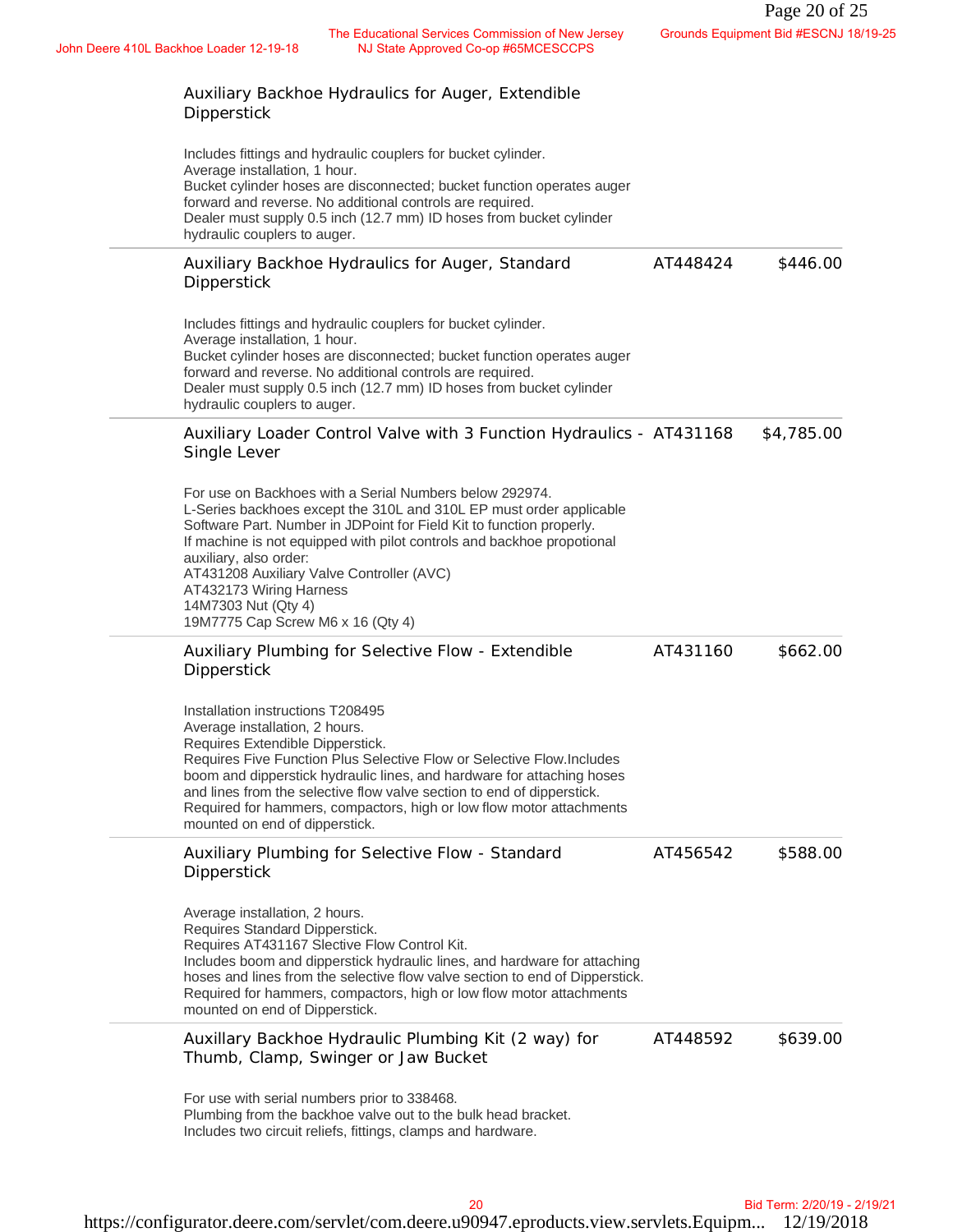### Auxiliary Backhoe Hydraulics for Auger, Extendible Dipperstick

Includes fittings and hydraulic couplers for bucket cylinder.
Average installation, 1 hour.
Bucket cylinder hoses are disconnected; bucket function operates auger forward and reverse. No additional controls are required.
Dealer must supply 0.5 inch (12.7 mm) ID hoses from bucket cylinder hydraulic couplers to auger.

---

### Auxiliary Backhoe Hydraulics for Auger, Standard Dipperstick — AT448424 — $446.00

Includes fittings and hydraulic couplers for bucket cylinder.
Average installation, 1 hour.
Bucket cylinder hoses are disconnected; bucket function operates auger forward and reverse. No additional controls are required.
Dealer must supply 0.5 inch (12.7 mm) ID hoses from bucket cylinder hydraulic couplers to auger.

---

### Auxiliary Loader Control Valve with 3 Function Hydraulics - Single Lever — AT431168 — $4,785.00

For use on Backhoes with a Serial Numbers below 292974.
L-Series backhoes except the 310L and 310L EP must order applicable Software Part. Number in JDPoint for Field Kit to function properly.
If machine is not equipped with pilot controls and backhoe propotional auxiliary, also order:
AT431208 Auxiliary Valve Controller (AVC)
AT432173 Wiring Harness
14M7303 Nut (Qty 4)
19M7775 Cap Screw M6 x 16 (Qty 4)

---

### Auxiliary Plumbing for Selective Flow - Extendible Dipperstick — AT431160 — $662.00

Installation instructions T208495
Average installation, 2 hours.
Requires Extendible Dipperstick.
Requires Five Function Plus Selective Flow or Selective Flow.Includes boom and dipperstick hydraulic lines, and hardware for attaching hoses and lines from the selective flow valve section to end of dipperstick.
Required for hammers, compactors, high or low flow motor attachments mounted on end of dipperstick.

---

### Auxiliary Plumbing for Selective Flow - Standard Dipperstick — AT456542 — $588.00

Average installation, 2 hours.
Requires Standard Dipperstick.
Requires AT431167 Slective Flow Control Kit.
Includes boom and dipperstick hydraulic lines, and hardware for attaching hoses and lines from the selective flow valve section to end of Dipperstick.
Required for hammers, compactors, high or low flow motor attachments mounted on end of Dipperstick.

---

### Auxillary Backhoe Hydraulic Plumbing Kit (2 way) for Thumb, Clamp, Swinger or Jaw Bucket — AT448592 — $639.00

For use with serial numbers prior to 338468.
Plumbing from the backhoe valve out to the bulk head bracket.
Includes two circuit reliefs, fittings, clamps and hardware.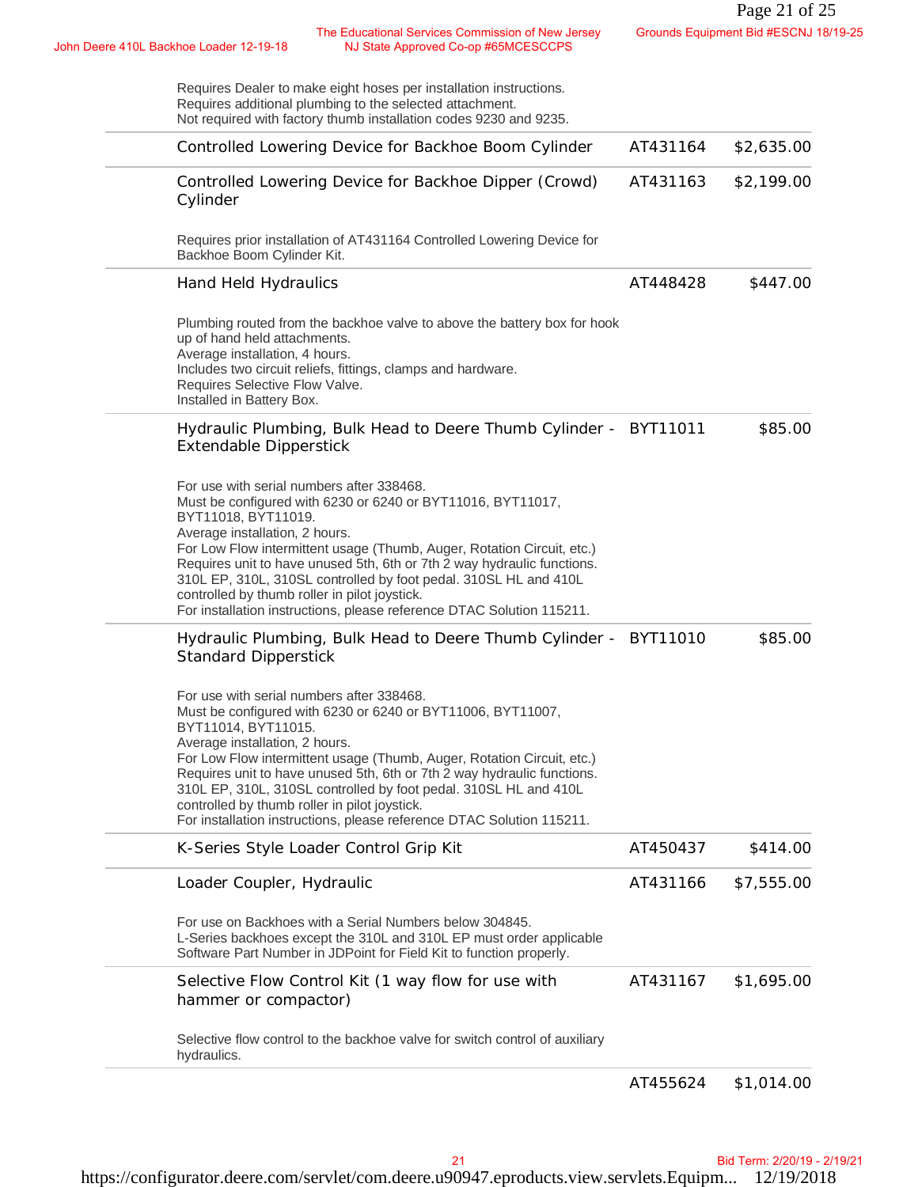Requires Dealer to make eight hoses per installation instructions.
Requires additional plumbing to the selected attachment.
Not required with factory thumb installation codes 9230 and 9235.

| Description | Part Number | Price |
|---|---|---|
| Controlled Lowering Device for Backhoe Boom Cylinder | AT431164 | $2,635.00 |
| Controlled Lowering Device for Backhoe Dipper (Crowd) Cylinder<br><br>Requires prior installation of AT431164 Controlled Lowering Device for Backhoe Boom Cylinder Kit. | AT431163 | $2,199.00 |
| Hand Held Hydraulics<br><br>Plumbing routed from the backhoe valve to above the battery box for hook up of hand held attachments.<br>Average installation, 4 hours.<br>Includes two circuit reliefs, fittings, clamps and hardware.<br>Requires Selective Flow Valve.<br>Installed in Battery Box. | AT448428 | $447.00 |
| Hydraulic Plumbing, Bulk Head to Deere Thumb Cylinder - Extendable Dipperstick<br><br>For use with serial numbers after 338468.<br>Must be configured with 6230 or 6240 or BYT11016, BYT11017, BYT11018, BYT11019.<br>Average installation, 2 hours.<br>For Low Flow intermittent usage (Thumb, Auger, Rotation Circuit, etc.)<br>Requires unit to have unused 5th, 6th or 7th 2 way hydraulic functions.<br>310L EP, 310L, 310SL controlled by foot pedal. 310SL HL and 410L controlled by thumb roller in pilot joystick.<br>For installation instructions, please reference DTAC Solution 115211. | BYT11011 | $85.00 |
| Hydraulic Plumbing, Bulk Head to Deere Thumb Cylinder - Standard Dipperstick<br><br>For use with serial numbers after 338468.<br>Must be configured with 6230 or 6240 or BYT11006, BYT11007, BYT11014, BYT11015.<br>Average installation, 2 hours.<br>For Low Flow intermittent usage (Thumb, Auger, Rotation Circuit, etc.)<br>Requires unit to have unused 5th, 6th or 7th 2 way hydraulic functions.<br>310L EP, 310L, 310SL controlled by foot pedal. 310SL HL and 410L controlled by thumb roller in pilot joystick.<br>For installation instructions, please reference DTAC Solution 115211. | BYT11010 | $85.00 |
| K-Series Style Loader Control Grip Kit | AT450437 | $414.00 |
| Loader Coupler, Hydraulic<br><br>For use on Backhoes with a Serial Numbers below 304845.<br>L-Series backhoes except the 310L and 310L EP must order applicable Software Part Number in JDPoint for Field Kit to function properly. | AT431166 | $7,555.00 |
| Selective Flow Control Kit (1 way flow for use with hammer or compactor)<br><br>Selective flow control to the backhoe valve for switch control of auxiliary hydraulics. | AT431167 | $1,695.00 |
| | AT455624 | $1,014.00 |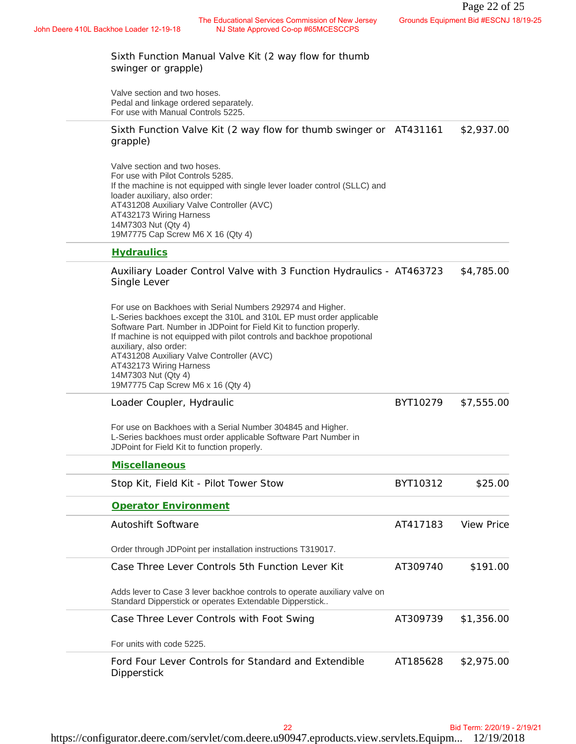Sixth Function Manual Valve Kit (2 way flow for thumb swinger or grapple)

Valve section and two hoses.
Pedal and linkage ordered separately.
For use with Manual Controls 5225.

| Item | Part Number | Price |
|---|---|---|
| Sixth Function Valve Kit (2 way flow for thumb swinger or grapple)<br><br>Valve section and two hoses.<br>For use with Pilot Controls 5285.<br>If the machine is not equipped with single lever loader control (SLLC) and loader auxiliary, also order:<br>AT431208 Auxiliary Valve Controller (AVC)<br>AT432173 Wiring Harness<br>14M7303 Nut (Qty 4)<br>19M7775 Cap Screw M6 X 16 (Qty 4) | AT431161 | $2,937.00 |
| **Hydraulics** | | |
| Auxiliary Loader Control Valve with 3 Function Hydraulics - Single Lever<br><br>For use on Backhoes with Serial Numbers 292974 and Higher.<br>L-Series backhoes except the 310L and 310L EP must order applicable Software Part. Number in JDPoint for Field Kit to function properly.<br>If machine is not equipped with pilot controls and backhoe propotional auxiliary, also order:<br>AT431208 Auxiliary Valve Controller (AVC)<br>AT432173 Wiring Harness<br>14M7303 Nut (Qty 4)<br>19M7775 Cap Screw M6 x 16 (Qty 4) | AT463723 | $4,785.00 |
| Loader Coupler, Hydraulic<br><br>For use on Backhoes with a Serial Number 304845 and Higher.<br>L-Series backhoes must order applicable Software Part Number in JDPoint for Field Kit to function properly. | BYT10279 | $7,555.00 |
| **Miscellaneous** | | |
| Stop Kit, Field Kit - Pilot Tower Stow | BYT10312 | $25.00 |
| **Operator Environment** | | |
| Autoshift Software<br><br>Order through JDPoint per installation instructions T319017. | AT417183 | View Price |
| Case Three Lever Controls 5th Function Lever Kit<br><br>Adds lever to Case 3 lever backhoe controls to operate auxiliary valve on Standard Dipperstick or operates Extendable Dipperstick.. | AT309740 | $191.00 |
| Case Three Lever Controls with Foot Swing<br><br>For units with code 5225. | AT309739 | $1,356.00 |
| Ford Four Lever Controls for Standard and Extendible Dipperstick | AT185628 | $2,975.00 |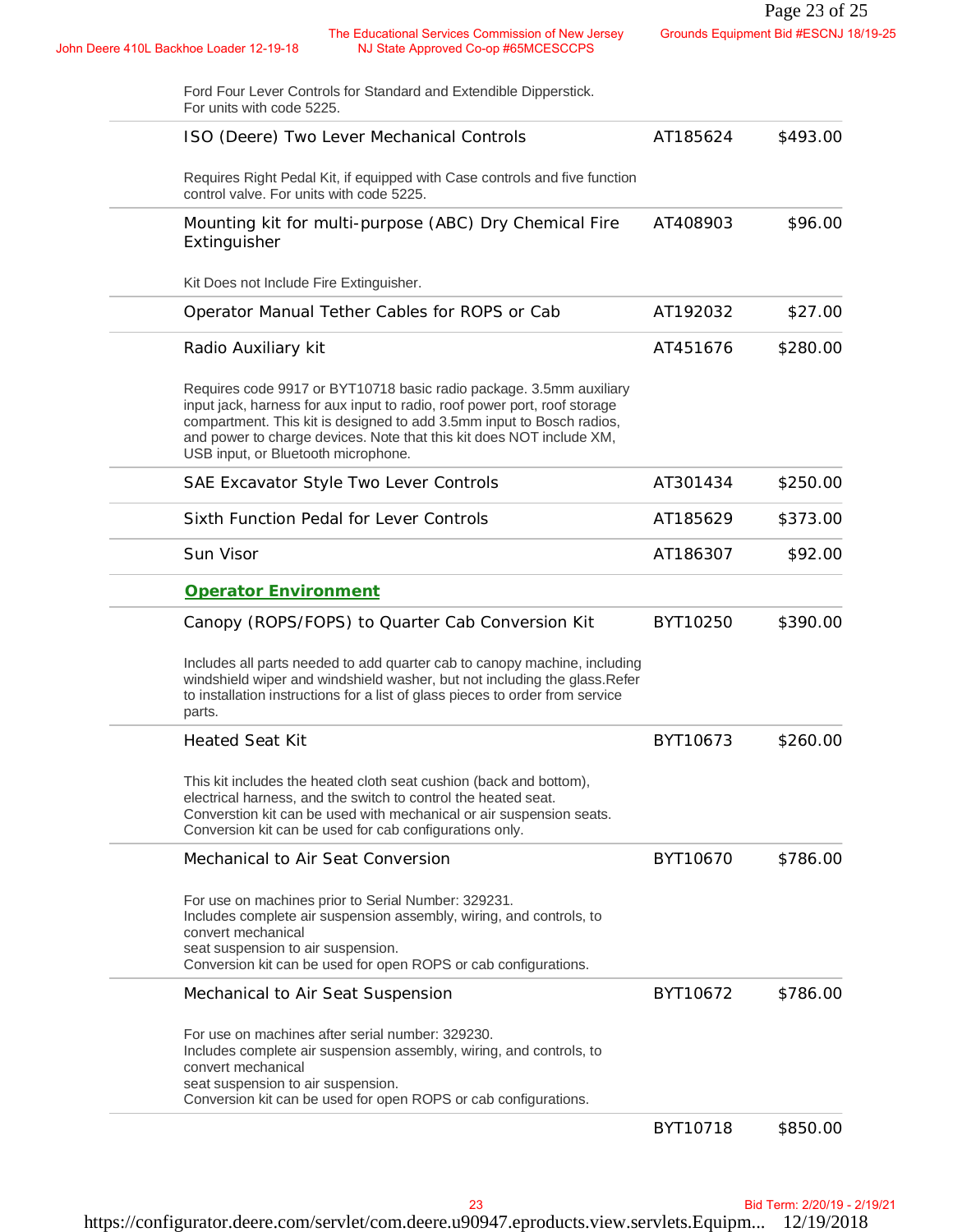Ford Four Lever Controls for Standard and Extendible Dipperstick.
For units with code 5225.

| Description | Part Number | Price |
|---|---|---|
| ISO (Deere) Two Lever Mechanical Controls<br><br>Requires Right Pedal Kit, if equipped with Case controls and five function control valve. For units with code 5225. | AT185624 | $493.00 |
| Mounting kit for multi-purpose (ABC) Dry Chemical Fire Extinguisher<br><br>Kit Does not Include Fire Extinguisher. | AT408903 | $96.00 |
| Operator Manual Tether Cables for ROPS or Cab | AT192032 | $27.00 |
| Radio Auxiliary kit<br><br>Requires code 9917 or BYT10718 basic radio package. 3.5mm auxiliary input jack, harness for aux input to radio, roof power port, roof storage compartment. This kit is designed to add 3.5mm input to Bosch radios, and power to charge devices. Note that this kit does NOT include XM, USB input, or Bluetooth microphone. | AT451676 | $280.00 |
| SAE Excavator Style Two Lever Controls | AT301434 | $250.00 |
| Sixth Function Pedal for Lever Controls | AT185629 | $373.00 |
| Sun Visor | AT186307 | $92.00 |
| **Operator Environment** | | |
| Canopy (ROPS/FOPS) to Quarter Cab Conversion Kit<br><br>Includes all parts needed to add quarter cab to canopy machine, including windshield wiper and windshield washer, but not including the glass.Refer to installation instructions for a list of glass pieces to order from service parts. | BYT10250 | $390.00 |
| Heated Seat Kit<br><br>This kit includes the heated cloth seat cushion (back and bottom), electrical harness, and the switch to control the heated seat. Converstion kit can be used with mechanical or air suspension seats. Conversion kit can be used for cab configurations only. | BYT10673 | $260.00 |
| Mechanical to Air Seat Conversion<br><br>For use on machines prior to Serial Number: 329231. Includes complete air suspension assembly, wiring, and controls, to convert mechanical seat suspension to air suspension. Conversion kit can be used for open ROPS or cab configurations. | BYT10670 | $786.00 |
| Mechanical to Air Seat Suspension<br><br>For use on machines after serial number: 329230. Includes complete air suspension assembly, wiring, and controls, to convert mechanical seat suspension to air suspension. Conversion kit can be used for open ROPS or cab configurations. | BYT10672 | $786.00 |
| | BYT10718 | $850.00 |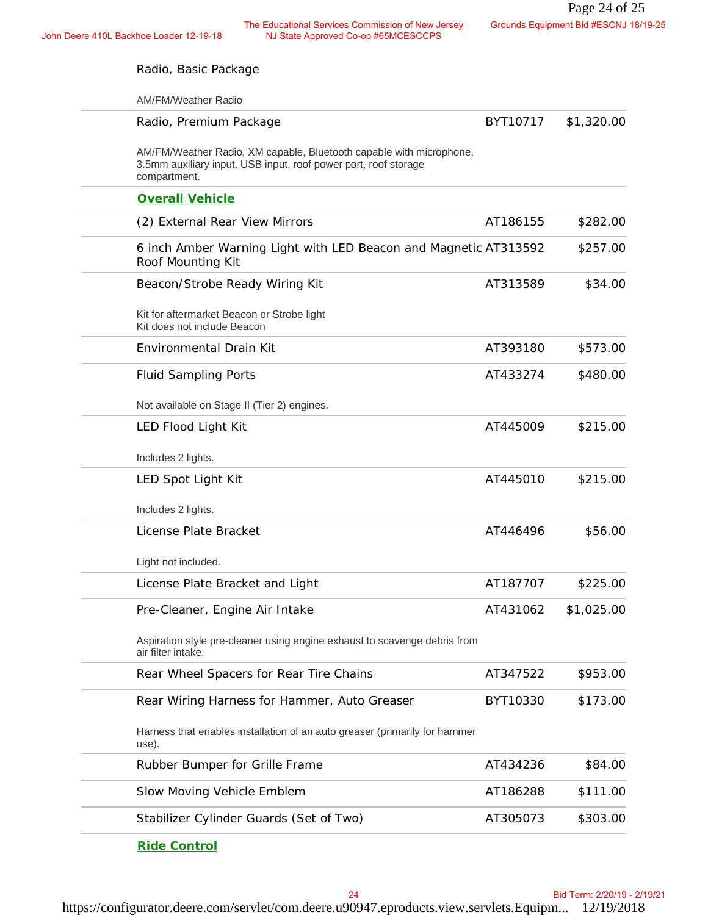Radio, Basic Package

AM/FM/Weather Radio

| | | |
|---|---|---|
| Radio, Premium Package<br>AM/FM/Weather Radio, XM capable, Bluetooth capable with microphone, 3.5mm auxiliary input, USB input, roof power port, roof storage compartment. | BYT10717 | $1,320.00 |

**Overall Vehicle**

| | | |
|---|---|---|
| (2) External Rear View Mirrors | AT186155 | $282.00 |
| 6 inch Amber Warning Light with LED Beacon and Magnetic Roof Mounting Kit | AT313592 | $257.00 |
| Beacon/Strobe Ready Wiring Kit<br>Kit for aftermarket Beacon or Strobe light<br>Kit does not include Beacon | AT313589 | $34.00 |
| Environmental Drain Kit | AT393180 | $573.00 |
| Fluid Sampling Ports<br>Not available on Stage II (Tier 2) engines. | AT433274 | $480.00 |
| LED Flood Light Kit<br>Includes 2 lights. | AT445009 | $215.00 |
| LED Spot Light Kit<br>Includes 2 lights. | AT445010 | $215.00 |
| License Plate Bracket<br>Light not included. | AT446496 | $56.00 |
| License Plate Bracket and Light | AT187707 | $225.00 |
| Pre-Cleaner, Engine Air Intake<br>Aspiration style pre-cleaner using engine exhaust to scavenge debris from air filter intake. | AT431062 | $1,025.00 |
| Rear Wheel Spacers for Rear Tire Chains | AT347522 | $953.00 |
| Rear Wiring Harness for Hammer, Auto Greaser<br>Harness that enables installation of an auto greaser (primarily for hammer use). | BYT10330 | $173.00 |
| Rubber Bumper for Grille Frame | AT434236 | $84.00 |
| Slow Moving Vehicle Emblem | AT186288 | $111.00 |
| Stabilizer Cylinder Guards (Set of Two) | AT305073 | $303.00 |

**Ride Control**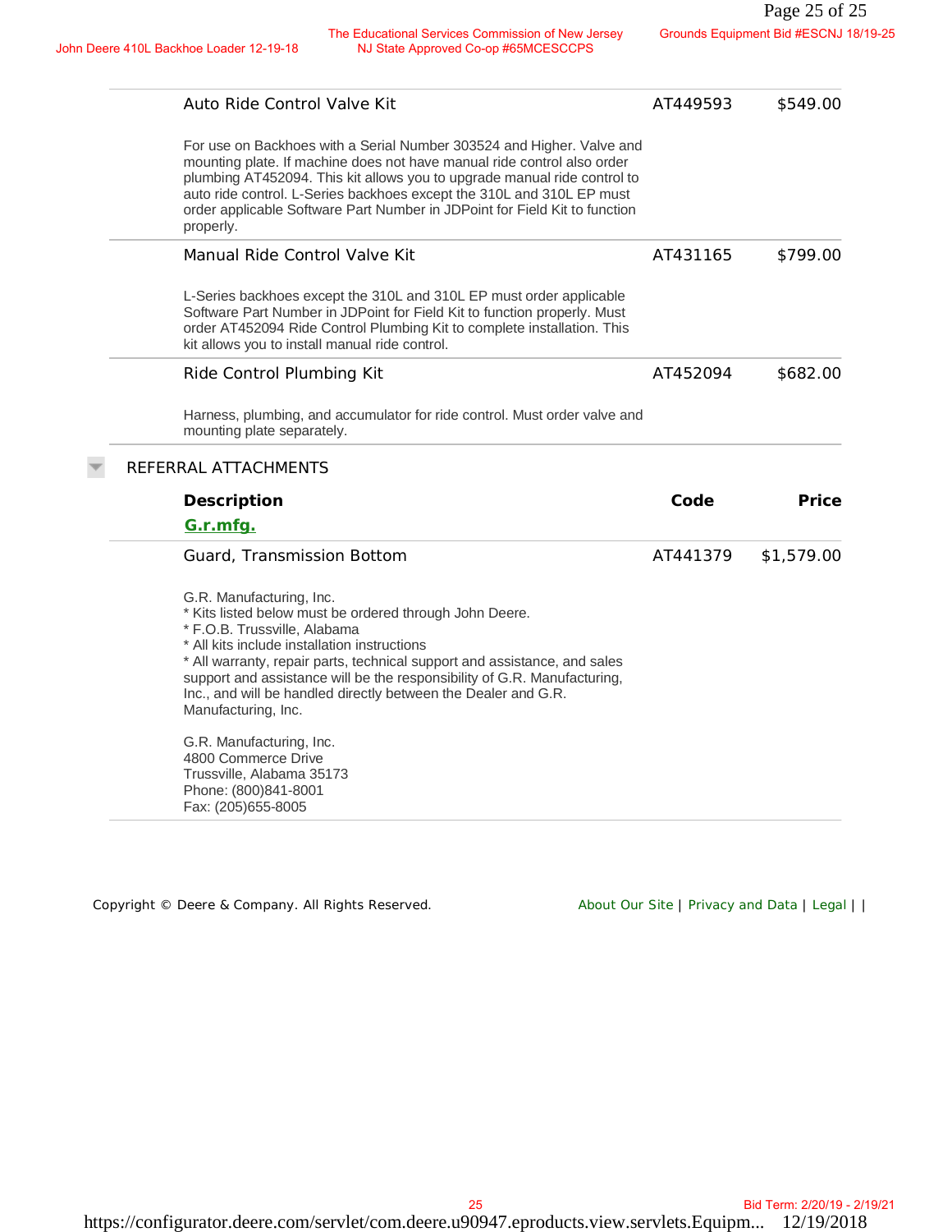| | | |
|---|---|---|
| Auto Ride Control Valve Kit | AT449593 | $549.00 |
| For use on Backhoes with a Serial Number 303524 and Higher. Valve and mounting plate. If machine does not have manual ride control also order plumbing AT452094. This kit allows you to upgrade manual ride control to auto ride control. L-Series backhoes except the 310L and 310L EP must order applicable Software Part Number in JDPoint for Field Kit to function properly. | | |
| Manual Ride Control Valve Kit | AT431165 | $799.00 |
| L-Series backhoes except the 310L and 310L EP must order applicable Software Part Number in JDPoint for Field Kit to function properly. Must order AT452094 Ride Control Plumbing Kit to complete installation. This kit allows you to install manual ride control. | | |
| Ride Control Plumbing Kit | AT452094 | $682.00 |
| Harness, plumbing, and accumulator for ride control. Must order valve and mounting plate separately. | | |

## REFERRAL ATTACHMENTS

| Description | Code | Price |
|---|---|---|
| **G.r.mfg.** | | |
| Guard, Transmission Bottom | AT441379 | $1,579.00 |

G.R. Manufacturing, Inc.
* Kits listed below must be ordered through John Deere.
* F.O.B. Trussville, Alabama
* All kits include installation instructions
* All warranty, repair parts, technical support and assistance, and sales support and assistance will be the responsibility of G.R. Manufacturing, Inc., and will be handled directly between the Dealer and G.R. Manufacturing, Inc.

G.R. Manufacturing, Inc.
4800 Commerce Drive
Trussville, Alabama 35173
Phone: (800)841-8001
Fax: (205)655-8005

Copyright © Deere & Company. All Rights Reserved.

About Our Site | Privacy and Data | Legal | |